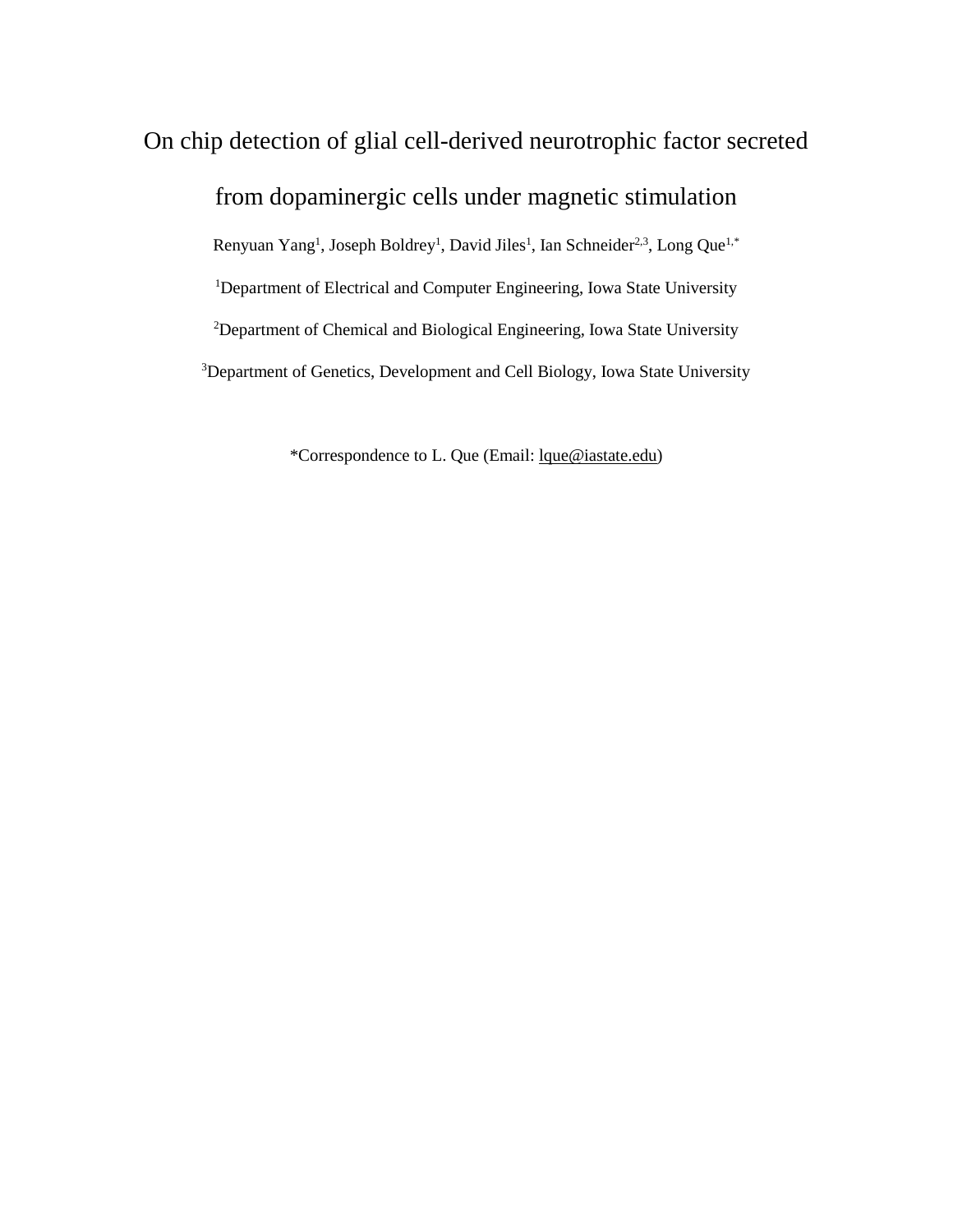# On chip detection of glial cell-derived neurotrophic factor secreted from dopaminergic cells under magnetic stimulation

Renyuan Yang[1], Joseph Boldrey[1], David Jiles[1], Ian Schneider[2,3], Long Que[1,*]

[1]Department of Electrical and Computer Engineering, Iowa State University

[2]Department of Chemical and Biological Engineering, Iowa State University

[3]Department of Genetics, Development and Cell Biology, Iowa State University

*Correspondence to L. Que (Email: lque@iastate.edu)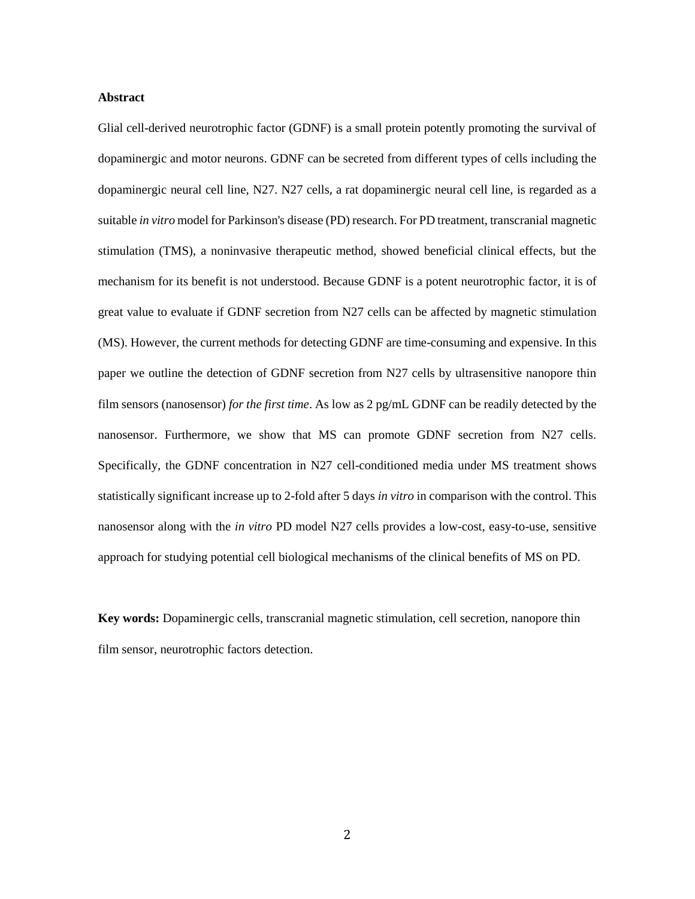**Abstract**

Glial cell-derived neurotrophic factor (GDNF) is a small protein potently promoting the survival of dopaminergic and motor neurons. GDNF can be secreted from different types of cells including the dopaminergic neural cell line, N27. N27 cells, a rat dopaminergic neural cell line, is regarded as a suitable *in vitro* model for Parkinson's disease (PD) research. For PD treatment, transcranial magnetic stimulation (TMS), a noninvasive therapeutic method, showed beneficial clinical effects, but the mechanism for its benefit is not understood. Because GDNF is a potent neurotrophic factor, it is of great value to evaluate if GDNF secretion from N27 cells can be affected by magnetic stimulation (MS). However, the current methods for detecting GDNF are time-consuming and expensive. In this paper we outline the detection of GDNF secretion from N27 cells by ultrasensitive nanopore thin film sensors (nanosensor) *for the first time*. As low as 2 pg/mL GDNF can be readily detected by the nanosensor. Furthermore, we show that MS can promote GDNF secretion from N27 cells. Specifically, the GDNF concentration in N27 cell-conditioned media under MS treatment shows statistically significant increase up to 2-fold after 5 days *in vitro* in comparison with the control. This nanosensor along with the *in vitro* PD model N27 cells provides a low-cost, easy-to-use, sensitive approach for studying potential cell biological mechanisms of the clinical benefits of MS on PD.

**Key words:** Dopaminergic cells, transcranial magnetic stimulation, cell secretion, nanopore thin film sensor, neurotrophic factors detection.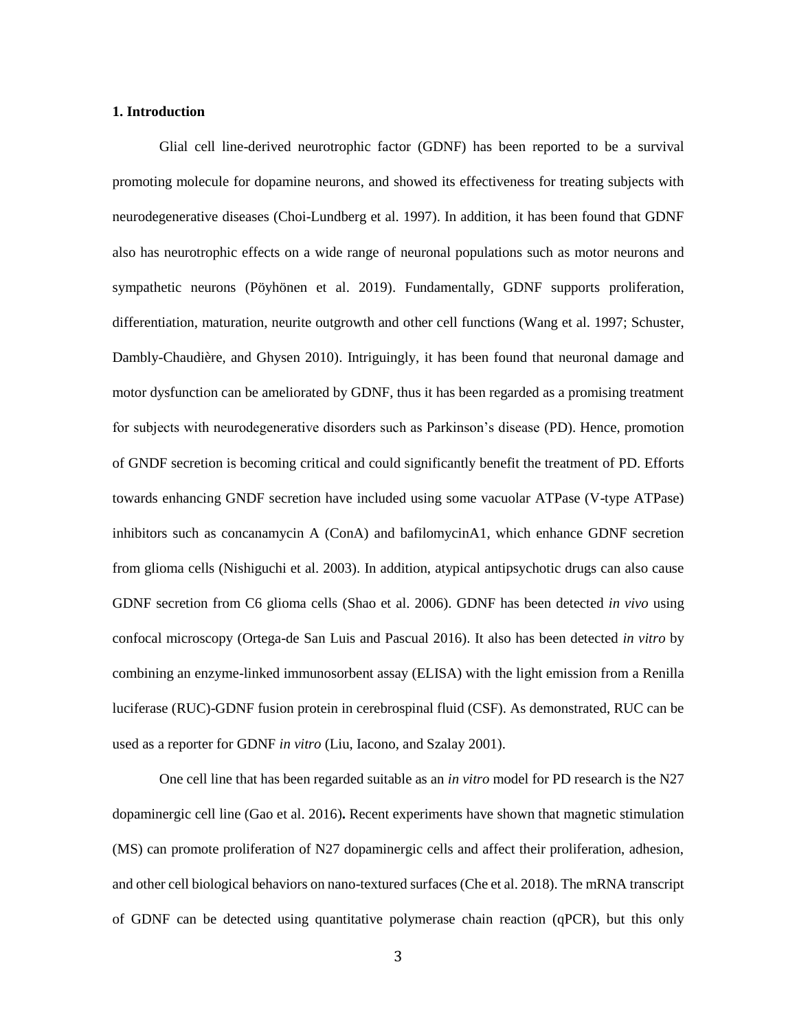## 1. Introduction

Glial cell line-derived neurotrophic factor (GDNF) has been reported to be a survival promoting molecule for dopamine neurons, and showed its effectiveness for treating subjects with neurodegenerative diseases (Choi-Lundberg et al. 1997). In addition, it has been found that GDNF also has neurotrophic effects on a wide range of neuronal populations such as motor neurons and sympathetic neurons (Pöyhönen et al. 2019). Fundamentally, GDNF supports proliferation, differentiation, maturation, neurite outgrowth and other cell functions (Wang et al. 1997; Schuster, Dambly-Chaudière, and Ghysen 2010). Intriguingly, it has been found that neuronal damage and motor dysfunction can be ameliorated by GDNF, thus it has been regarded as a promising treatment for subjects with neurodegenerative disorders such as Parkinson's disease (PD). Hence, promotion of GNDF secretion is becoming critical and could significantly benefit the treatment of PD. Efforts towards enhancing GNDF secretion have included using some vacuolar ATPase (V-type ATPase) inhibitors such as concanamycin A (ConA) and bafilomycinA1, which enhance GDNF secretion from glioma cells (Nishiguchi et al. 2003). In addition, atypical antipsychotic drugs can also cause GDNF secretion from C6 glioma cells (Shao et al. 2006). GDNF has been detected *in vivo* using confocal microscopy (Ortega-de San Luis and Pascual 2016). It also has been detected *in vitro* by combining an enzyme-linked immunosorbent assay (ELISA) with the light emission from a Renilla luciferase (RUC)-GDNF fusion protein in cerebrospinal fluid (CSF). As demonstrated, RUC can be used as a reporter for GDNF *in vitro* (Liu, Iacono, and Szalay 2001).

One cell line that has been regarded suitable as an *in vitro* model for PD research is the N27 dopaminergic cell line (Gao et al. 2016)**.** Recent experiments have shown that magnetic stimulation (MS) can promote proliferation of N27 dopaminergic cells and affect their proliferation, adhesion, and other cell biological behaviors on nano-textured surfaces (Che et al. 2018). The mRNA transcript of GDNF can be detected using quantitative polymerase chain reaction (qPCR), but this only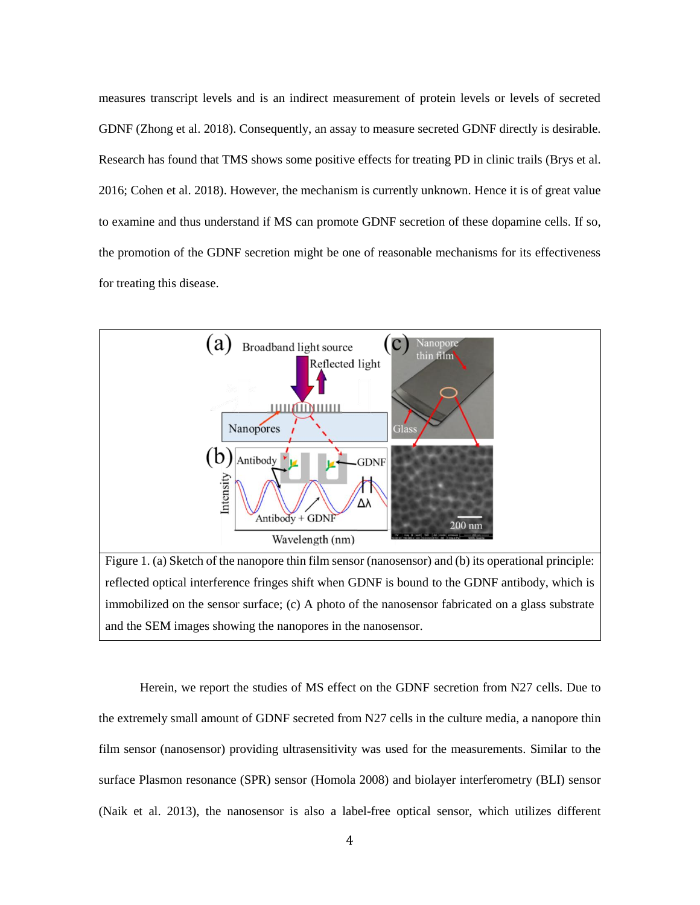measures transcript levels and is an indirect measurement of protein levels or levels of secreted GDNF (Zhong et al. 2018). Consequently, an assay to measure secreted GDNF directly is desirable. Research has found that TMS shows some positive effects for treating PD in clinic trails (Brys et al. 2016; Cohen et al. 2018). However, the mechanism is currently unknown. Hence it is of great value to examine and thus understand if MS can promote GDNF secretion of these dopamine cells. If so, the promotion of the GDNF secretion might be one of reasonable mechanisms for its effectiveness for treating this disease.

Figure 1. (a) Sketch of the nanopore thin film sensor (nanosensor) and (b) its operational principle: reflected optical interference fringes shift when GDNF is bound to the GDNF antibody, which is immobilized on the sensor surface; (c) A photo of the nanosensor fabricated on a glass substrate and the SEM images showing the nanopores in the nanosensor.

Herein, we report the studies of MS effect on the GDNF secretion from N27 cells. Due to the extremely small amount of GDNF secreted from N27 cells in the culture media, a nanopore thin film sensor (nanosensor) providing ultrasensitivity was used for the measurements. Similar to the surface Plasmon resonance (SPR) sensor (Homola 2008) and biolayer interferometry (BLI) sensor (Naik et al. 2013), the nanosensor is also a label-free optical sensor, which utilizes different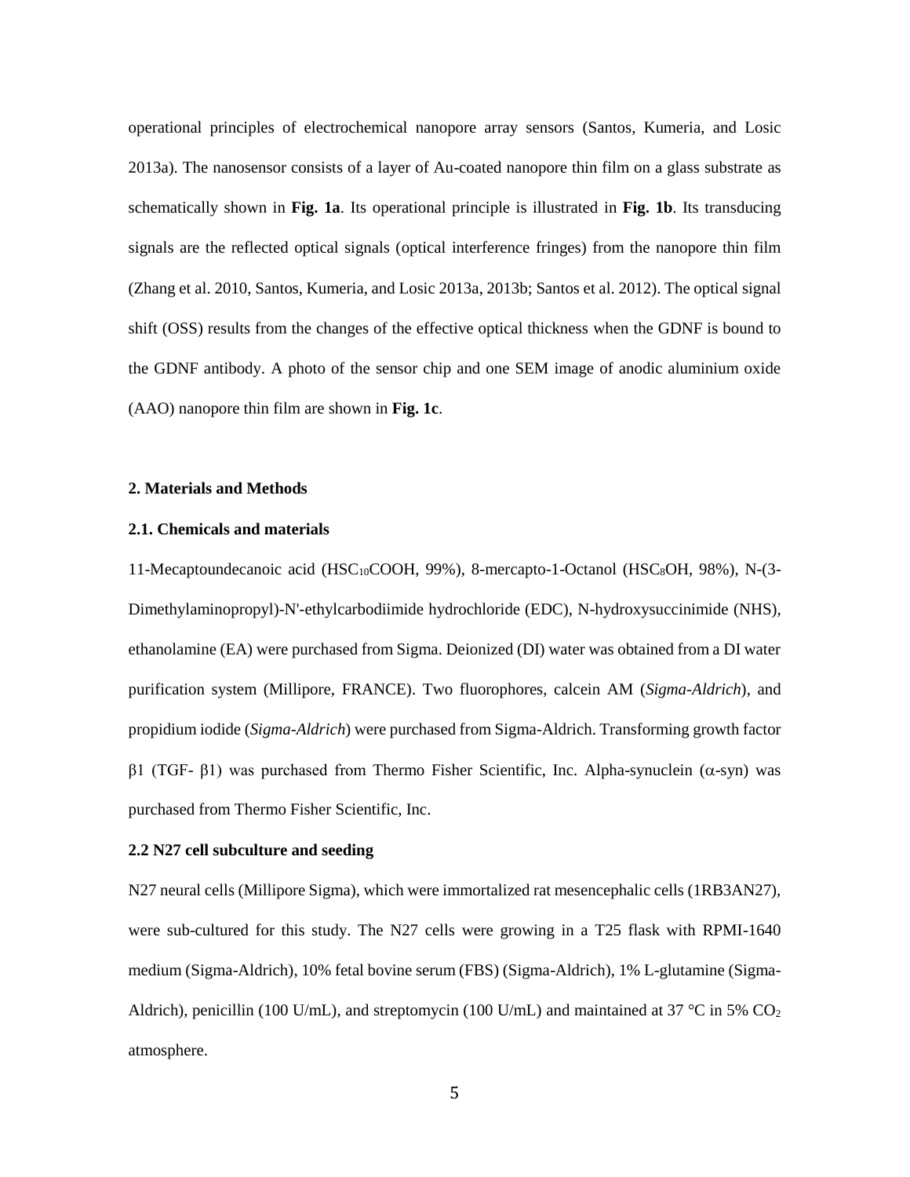operational principles of electrochemical nanopore array sensors (Santos, Kumeria, and Losic 2013a). The nanosensor consists of a layer of Au-coated nanopore thin film on a glass substrate as schematically shown in **Fig. 1a**. Its operational principle is illustrated in **Fig. 1b**. Its transducing signals are the reflected optical signals (optical interference fringes) from the nanopore thin film (Zhang et al. 2010, Santos, Kumeria, and Losic 2013a, 2013b; Santos et al. 2012). The optical signal shift (OSS) results from the changes of the effective optical thickness when the GDNF is bound to the GDNF antibody. A photo of the sensor chip and one SEM image of anodic aluminium oxide (AAO) nanopore thin film are shown in **Fig. 1c**.

## 2. Materials and Methods

### 2.1. Chemicals and materials

11-Mecaptoundecanoic acid ($HSC_{10}COOH$, 99%), 8-mercapto-1-Octanol ($HSC_8OH$, 98%), N-(3-Dimethylaminopropyl)-N'-ethylcarbodiimide hydrochloride (EDC), N-hydroxysuccinimide (NHS), ethanolamine (EA) were purchased from Sigma. Deionized (DI) water was obtained from a DI water purification system (Millipore, FRANCE). Two fluorophores, calcein AM (*Sigma-Aldrich*), and propidium iodide (*Sigma-Aldrich*) were purchased from Sigma-Aldrich. Transforming growth factor $\beta 1$ (TGF- $\beta 1$) was purchased from Thermo Fisher Scientific, Inc. Alpha-synuclein ($\alpha$-syn) was purchased from Thermo Fisher Scientific, Inc.

### 2.2 N27 cell subculture and seeding

N27 neural cells (Millipore Sigma), which were immortalized rat mesencephalic cells (1RB3AN27), were sub-cultured for this study. The N27 cells were growing in a T25 flask with RPMI-1640 medium (Sigma-Aldrich), 10% fetal bovine serum (FBS) (Sigma-Aldrich), 1% L-glutamine (Sigma-Aldrich), penicillin (100 U/mL), and streptomycin (100 U/mL) and maintained at 37 °C in 5% $CO_2$ atmosphere.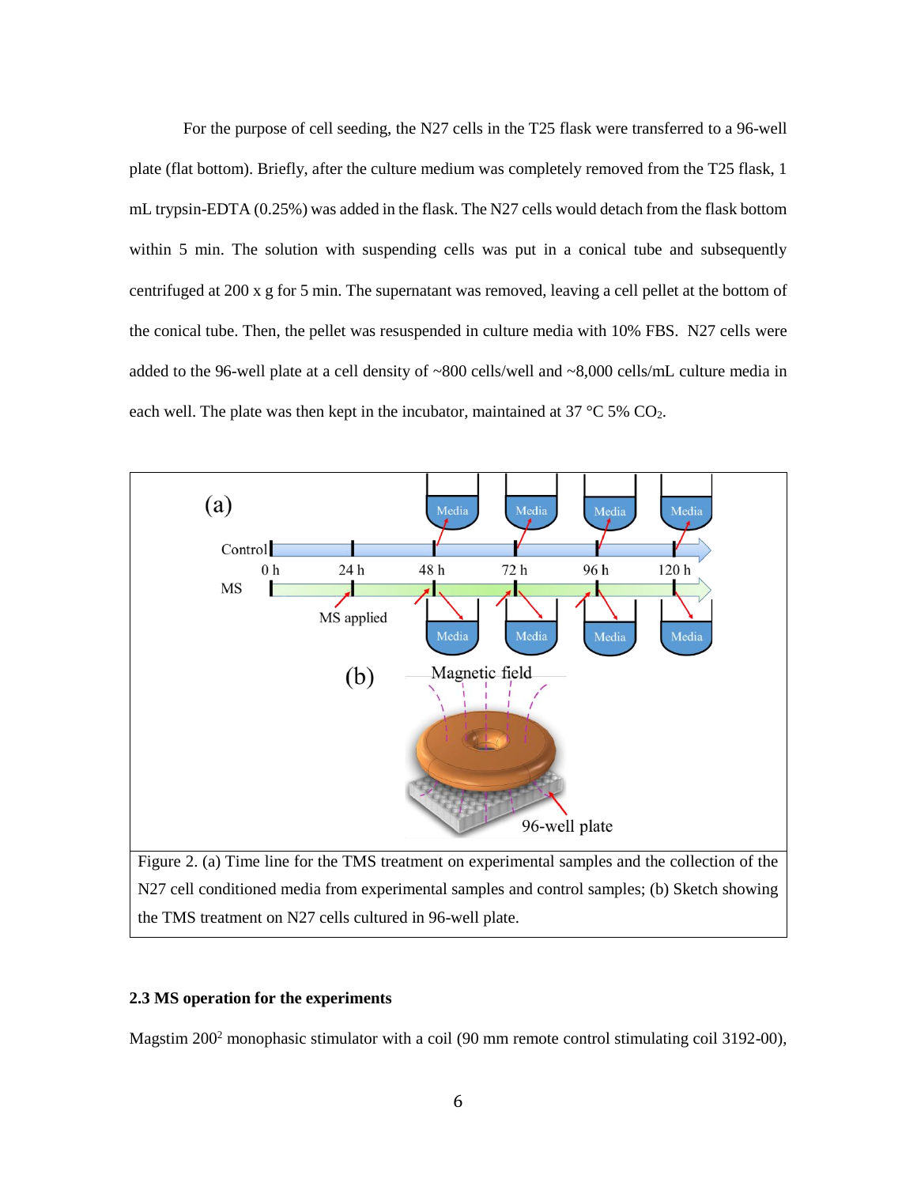For the purpose of cell seeding, the N27 cells in the T25 flask were transferred to a 96-well plate (flat bottom). Briefly, after the culture medium was completely removed from the T25 flask, 1 mL trypsin-EDTA (0.25%) was added in the flask. The N27 cells would detach from the flask bottom within 5 min. The solution with suspending cells was put in a conical tube and subsequently centrifuged at 200 x g for 5 min. The supernatant was removed, leaving a cell pellet at the bottom of the conical tube. Then, the pellet was resuspended in culture media with 10% FBS. N27 cells were added to the 96-well plate at a cell density of ~800 cells/well and ~8,000 cells/mL culture media in each well. The plate was then kept in the incubator, maintained at 37 °C 5% $CO_2$.

Figure 2. (a) Time line for the TMS treatment on experimental samples and the collection of the N27 cell conditioned media from experimental samples and control samples; (b) Sketch showing the TMS treatment on N27 cells cultured in 96-well plate.

## 2.3 MS operation for the experiments

Magstim 200[2] monophasic stimulator with a coil (90 mm remote control stimulating coil 3192-00),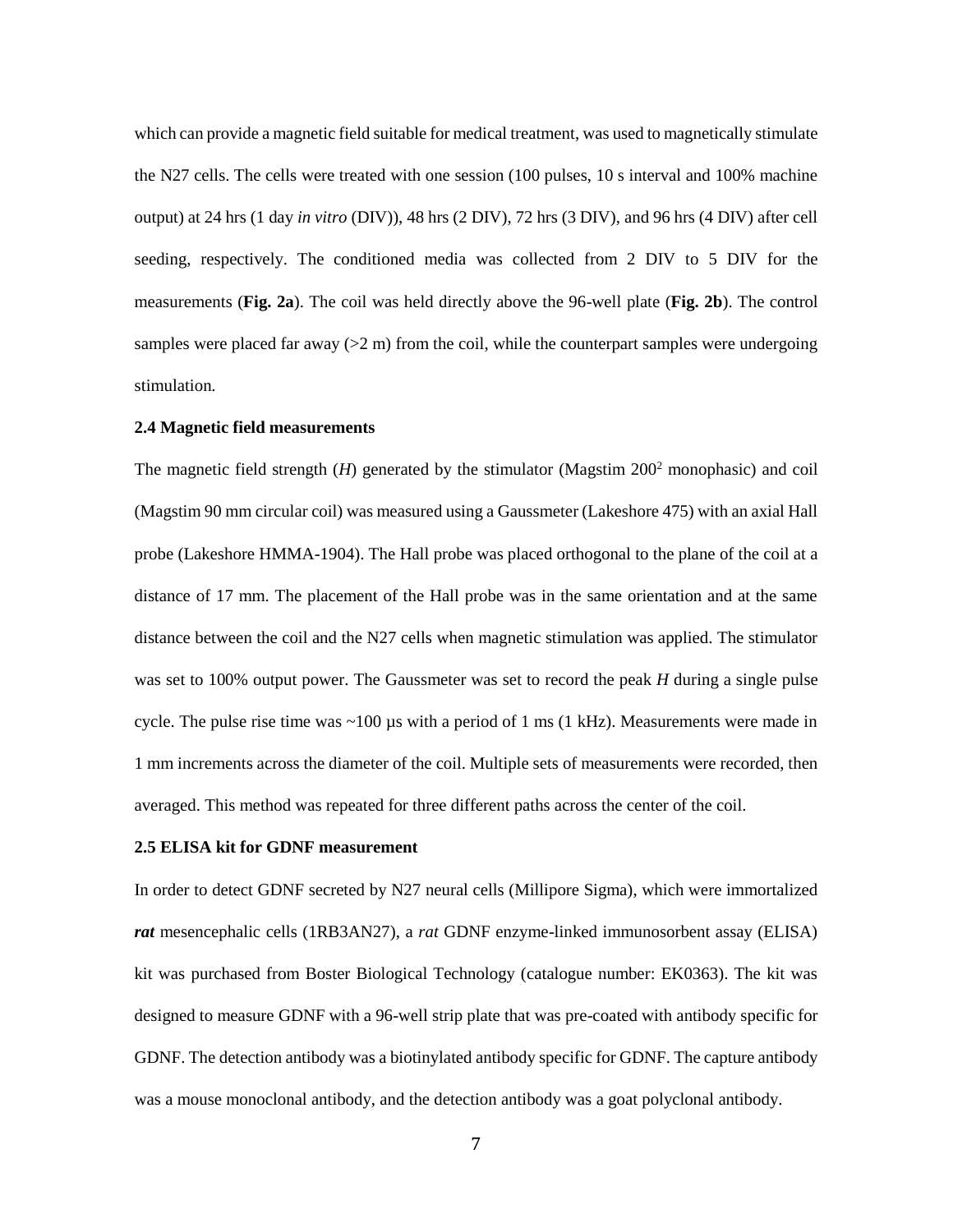which can provide a magnetic field suitable for medical treatment, was used to magnetically stimulate the N27 cells. The cells were treated with one session (100 pulses, 10 s interval and 100% machine output) at 24 hrs (1 day *in vitro* (DIV)), 48 hrs (2 DIV), 72 hrs (3 DIV), and 96 hrs (4 DIV) after cell seeding, respectively. The conditioned media was collected from 2 DIV to 5 DIV for the measurements (**Fig. 2a**). The coil was held directly above the 96-well plate (**Fig. 2b**). The control samples were placed far away (>2 m) from the coil, while the counterpart samples were undergoing stimulation.

### 2.4 Magnetic field measurements

The magnetic field strength (*H*) generated by the stimulator (Magstim $200^2$ monophasic) and coil (Magstim 90 mm circular coil) was measured using a Gaussmeter (Lakeshore 475) with an axial Hall probe (Lakeshore HMMA-1904). The Hall probe was placed orthogonal to the plane of the coil at a distance of 17 mm. The placement of the Hall probe was in the same orientation and at the same distance between the coil and the N27 cells when magnetic stimulation was applied. The stimulator was set to 100% output power. The Gaussmeter was set to record the peak *H* during a single pulse cycle. The pulse rise time was ~100 µs with a period of 1 ms (1 kHz). Measurements were made in 1 mm increments across the diameter of the coil. Multiple sets of measurements were recorded, then averaged. This method was repeated for three different paths across the center of the coil.

### 2.5 ELISA kit for GDNF measurement

In order to detect GDNF secreted by N27 neural cells (Millipore Sigma), which were immortalized ***rat*** mesencephalic cells (1RB3AN27), a *rat* GDNF enzyme-linked immunosorbent assay (ELISA) kit was purchased from Boster Biological Technology (catalogue number: EK0363). The kit was designed to measure GDNF with a 96-well strip plate that was pre-coated with antibody specific for GDNF. The detection antibody was a biotinylated antibody specific for GDNF. The capture antibody was a mouse monoclonal antibody, and the detection antibody was a goat polyclonal antibody.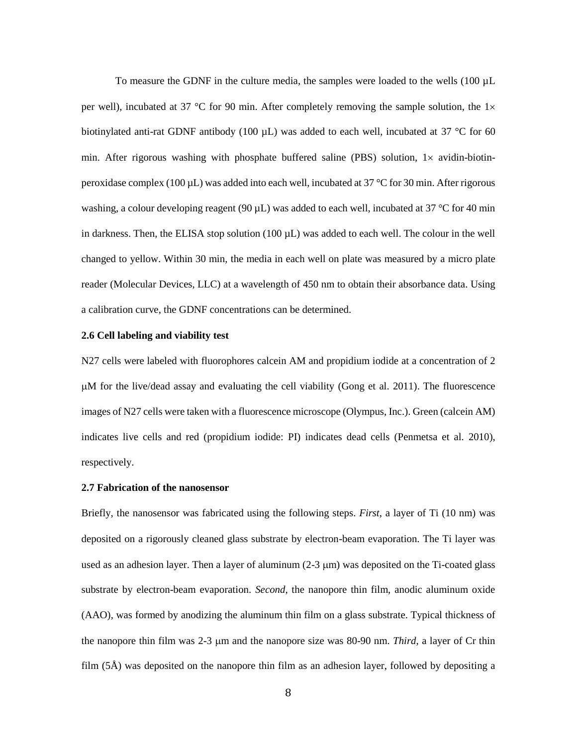To measure the GDNF in the culture media, the samples were loaded to the wells (100 µL per well), incubated at 37 °C for 90 min. After completely removing the sample solution, the 1× biotinylated anti-rat GDNF antibody (100 µL) was added to each well, incubated at 37 °C for 60 min. After rigorous washing with phosphate buffered saline (PBS) solution, 1× avidin-biotin-peroxidase complex (100 µL) was added into each well, incubated at 37 °C for 30 min. After rigorous washing, a colour developing reagent (90 µL) was added to each well, incubated at 37 °C for 40 min in darkness. Then, the ELISA stop solution (100 µL) was added to each well. The colour in the well changed to yellow. Within 30 min, the media in each well on plate was measured by a micro plate reader (Molecular Devices, LLC) at a wavelength of 450 nm to obtain their absorbance data. Using a calibration curve, the GDNF concentrations can be determined.

### 2.6 Cell labeling and viability test

N27 cells were labeled with fluorophores calcein AM and propidium iodide at a concentration of 2 µM for the live/dead assay and evaluating the cell viability (Gong et al. 2011). The fluorescence images of N27 cells were taken with a fluorescence microscope (Olympus, Inc.). Green (calcein AM) indicates live cells and red (propidium iodide: PI) indicates dead cells (Penmetsa et al. 2010), respectively.

### 2.7 Fabrication of the nanosensor

Briefly, the nanosensor was fabricated using the following steps. *First*, a layer of Ti (10 nm) was deposited on a rigorously cleaned glass substrate by electron-beam evaporation. The Ti layer was used as an adhesion layer. Then a layer of aluminum (2-3 µm) was deposited on the Ti-coated glass substrate by electron-beam evaporation. *Second*, the nanopore thin film, anodic aluminum oxide (AAO), was formed by anodizing the aluminum thin film on a glass substrate. Typical thickness of the nanopore thin film was 2-3 µm and the nanopore size was 80-90 nm. *Third*, a layer of Cr thin film (5Å) was deposited on the nanopore thin film as an adhesion layer, followed by depositing a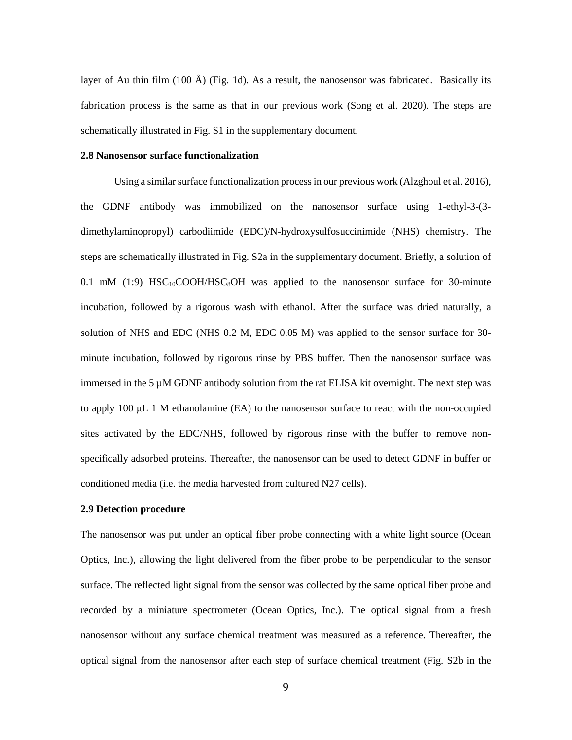layer of Au thin film (100 Å) (Fig. 1d). As a result, the nanosensor was fabricated. Basically its fabrication process is the same as that in our previous work (Song et al. 2020). The steps are schematically illustrated in Fig. S1 in the supplementary document.

### 2.8 Nanosensor surface functionalization

Using a similar surface functionalization process in our previous work (Alzghoul et al. 2016), the GDNF antibody was immobilized on the nanosensor surface using 1-ethyl-3-(3-dimethylaminopropyl) carbodiimide (EDC)/N-hydroxysulfosuccinimide (NHS) chemistry. The steps are schematically illustrated in Fig. S2a in the supplementary document. Briefly, a solution of 0.1 mM (1:9) $HSC_{10}COOH/HSC_{8}OH$ was applied to the nanosensor surface for 30-minute incubation, followed by a rigorous wash with ethanol. After the surface was dried naturally, a solution of NHS and EDC (NHS 0.2 M, EDC 0.05 M) was applied to the sensor surface for 30-minute incubation, followed by rigorous rinse by PBS buffer. Then the nanosensor surface was immersed in the 5 μM GDNF antibody solution from the rat ELISA kit overnight. The next step was to apply 100 μL 1 M ethanolamine (EA) to the nanosensor surface to react with the non-occupied sites activated by the EDC/NHS, followed by rigorous rinse with the buffer to remove non-specifically adsorbed proteins. Thereafter, the nanosensor can be used to detect GDNF in buffer or conditioned media (i.e. the media harvested from cultured N27 cells).

### 2.9 Detection procedure

The nanosensor was put under an optical fiber probe connecting with a white light source (Ocean Optics, Inc.), allowing the light delivered from the fiber probe to be perpendicular to the sensor surface. The reflected light signal from the sensor was collected by the same optical fiber probe and recorded by a miniature spectrometer (Ocean Optics, Inc.). The optical signal from a fresh nanosensor without any surface chemical treatment was measured as a reference. Thereafter, the optical signal from the nanosensor after each step of surface chemical treatment (Fig. S2b in the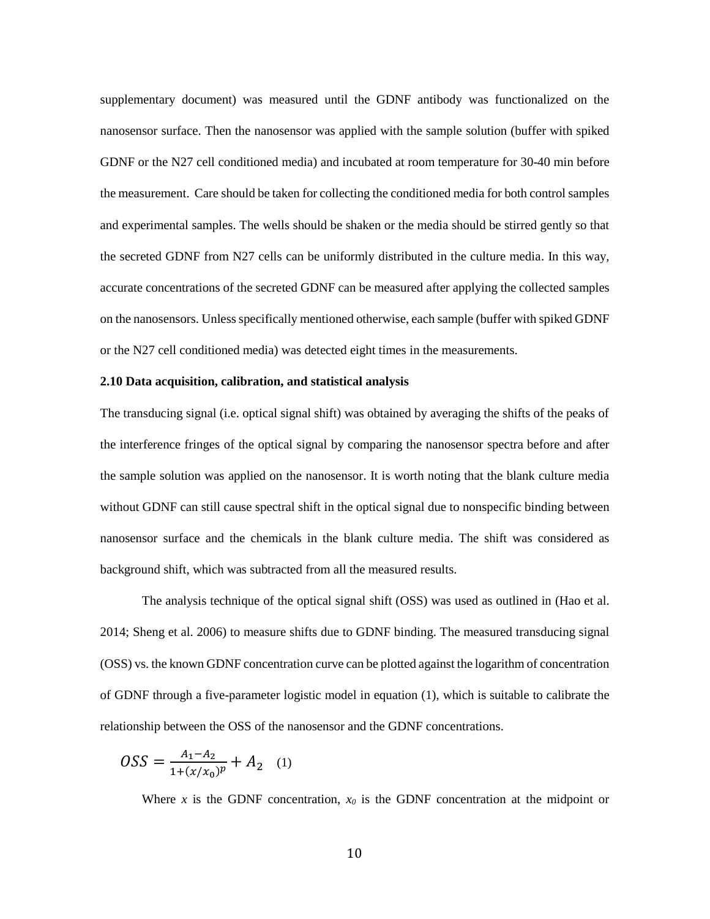supplementary document) was measured until the GDNF antibody was functionalized on the nanosensor surface. Then the nanosensor was applied with the sample solution (buffer with spiked GDNF or the N27 cell conditioned media) and incubated at room temperature for 30-40 min before the measurement. Care should be taken for collecting the conditioned media for both control samples and experimental samples. The wells should be shaken or the media should be stirred gently so that the secreted GDNF from N27 cells can be uniformly distributed in the culture media. In this way, accurate concentrations of the secreted GDNF can be measured after applying the collected samples on the nanosensors. Unless specifically mentioned otherwise, each sample (buffer with spiked GDNF or the N27 cell conditioned media) was detected eight times in the measurements.

### 2.10 Data acquisition, calibration, and statistical analysis

The transducing signal (i.e. optical signal shift) was obtained by averaging the shifts of the peaks of the interference fringes of the optical signal by comparing the nanosensor spectra before and after the sample solution was applied on the nanosensor. It is worth noting that the blank culture media without GDNF can still cause spectral shift in the optical signal due to nonspecific binding between nanosensor surface and the chemicals in the blank culture media. The shift was considered as background shift, which was subtracted from all the measured results.

The analysis technique of the optical signal shift (OSS) was used as outlined in (Hao et al. 2014; Sheng et al. 2006) to measure shifts due to GDNF binding. The measured transducing signal (OSS) vs. the known GDNF concentration curve can be plotted against the logarithm of concentration of GDNF through a five-parameter logistic model in equation (1), which is suitable to calibrate the relationship between the OSS of the nanosensor and the GDNF concentrations.

$$OSS = \frac{A_1 - A_2}{1 + (x/x_0)^p} + A_2 \quad (1)$$

Where $x$ is the GDNF concentration, $x_0$ is the GDNF concentration at the midpoint or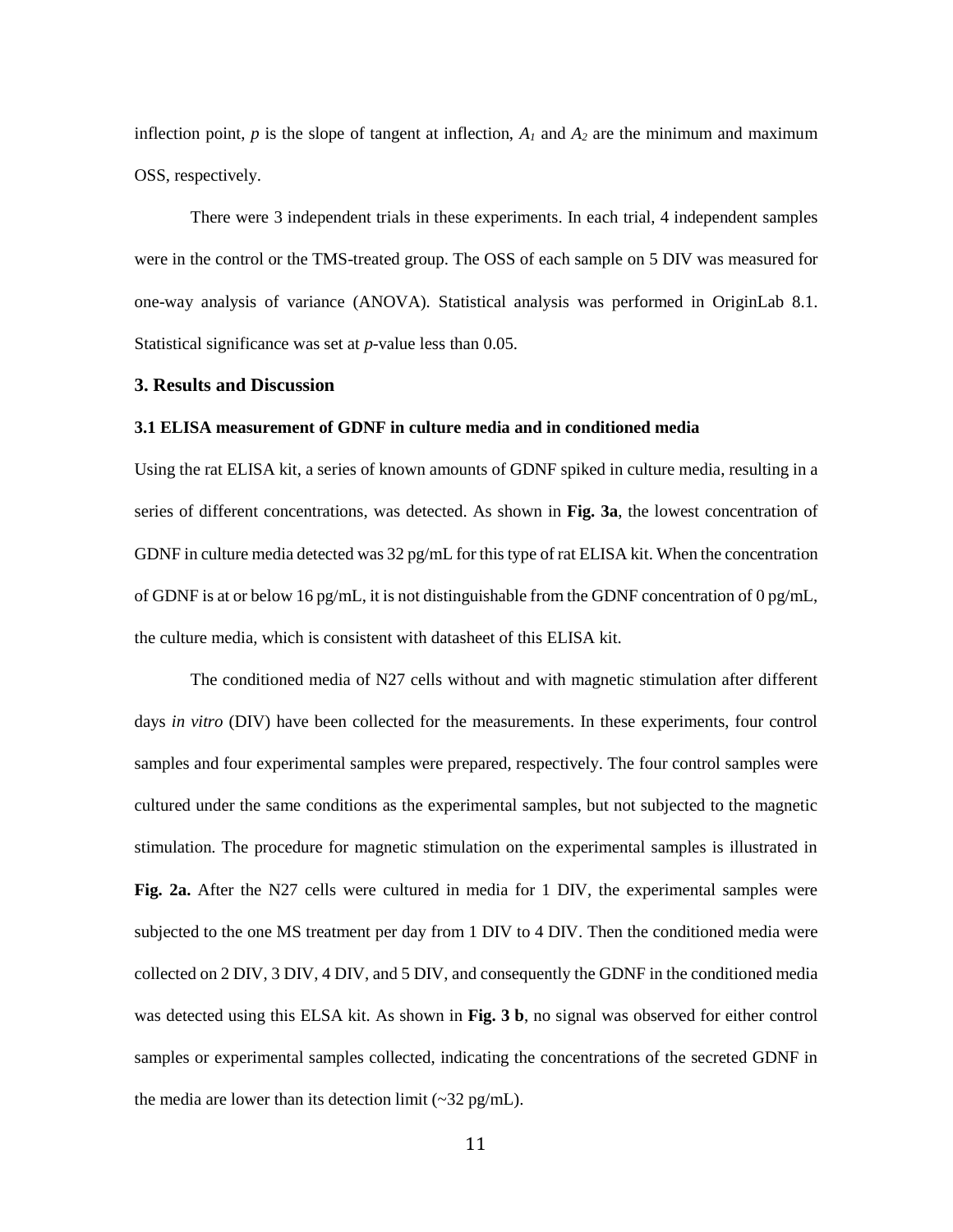inflection point, $p$ is the slope of tangent at inflection, $A_1$ and $A_2$ are the minimum and maximum OSS, respectively.

There were 3 independent trials in these experiments. In each trial, 4 independent samples were in the control or the TMS-treated group. The OSS of each sample on 5 DIV was measured for one-way analysis of variance (ANOVA). Statistical analysis was performed in OriginLab 8.1. Statistical significance was set at $p$-value less than 0.05.

## 3. Results and Discussion

### 3.1 ELISA measurement of GDNF in culture media and in conditioned media

Using the rat ELISA kit, a series of known amounts of GDNF spiked in culture media, resulting in a series of different concentrations, was detected. As shown in **Fig. 3a**, the lowest concentration of GDNF in culture media detected was 32 pg/mL for this type of rat ELISA kit. When the concentration of GDNF is at or below 16 pg/mL, it is not distinguishable from the GDNF concentration of 0 pg/mL, the culture media, which is consistent with datasheet of this ELISA kit.

The conditioned media of N27 cells without and with magnetic stimulation after different days *in vitro* (DIV) have been collected for the measurements. In these experiments, four control samples and four experimental samples were prepared, respectively. The four control samples were cultured under the same conditions as the experimental samples, but not subjected to the magnetic stimulation. The procedure for magnetic stimulation on the experimental samples is illustrated in **Fig. 2a.** After the N27 cells were cultured in media for 1 DIV, the experimental samples were subjected to the one MS treatment per day from 1 DIV to 4 DIV. Then the conditioned media were collected on 2 DIV, 3 DIV, 4 DIV, and 5 DIV, and consequently the GDNF in the conditioned media was detected using this ELSA kit. As shown in **Fig. 3 b**, no signal was observed for either control samples or experimental samples collected, indicating the concentrations of the secreted GDNF in the media are lower than its detection limit (~32 pg/mL).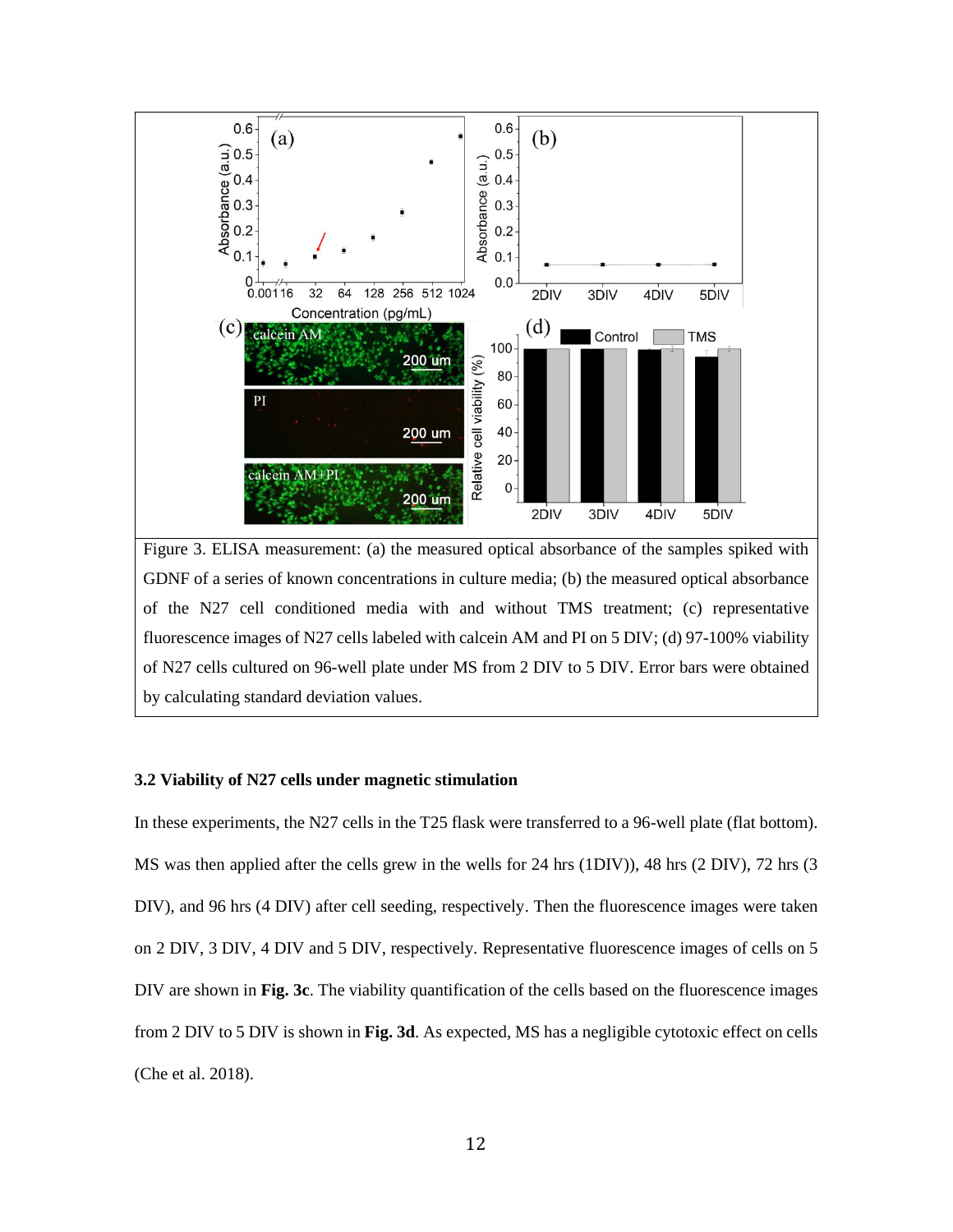Figure 3. ELISA measurement: (a) the measured optical absorbance of the samples spiked with GDNF of a series of known concentrations in culture media; (b) the measured optical absorbance of the N27 cell conditioned media with and without TMS treatment; (c) representative fluorescence images of N27 cells labeled with calcein AM and PI on 5 DIV; (d) 97-100% viability of N27 cells cultured on 96-well plate under MS from 2 DIV to 5 DIV. Error bars were obtained by calculating standard deviation values.

### 3.2 Viability of N27 cells under magnetic stimulation

In these experiments, the N27 cells in the T25 flask were transferred to a 96-well plate (flat bottom). MS was then applied after the cells grew in the wells for 24 hrs (1DIV)), 48 hrs (2 DIV), 72 hrs (3 DIV), and 96 hrs (4 DIV) after cell seeding, respectively. Then the fluorescence images were taken on 2 DIV, 3 DIV, 4 DIV and 5 DIV, respectively. Representative fluorescence images of cells on 5 DIV are shown in **Fig. 3c**. The viability quantification of the cells based on the fluorescence images from 2 DIV to 5 DIV is shown in **Fig. 3d**. As expected, MS has a negligible cytotoxic effect on cells (Che et al. 2018).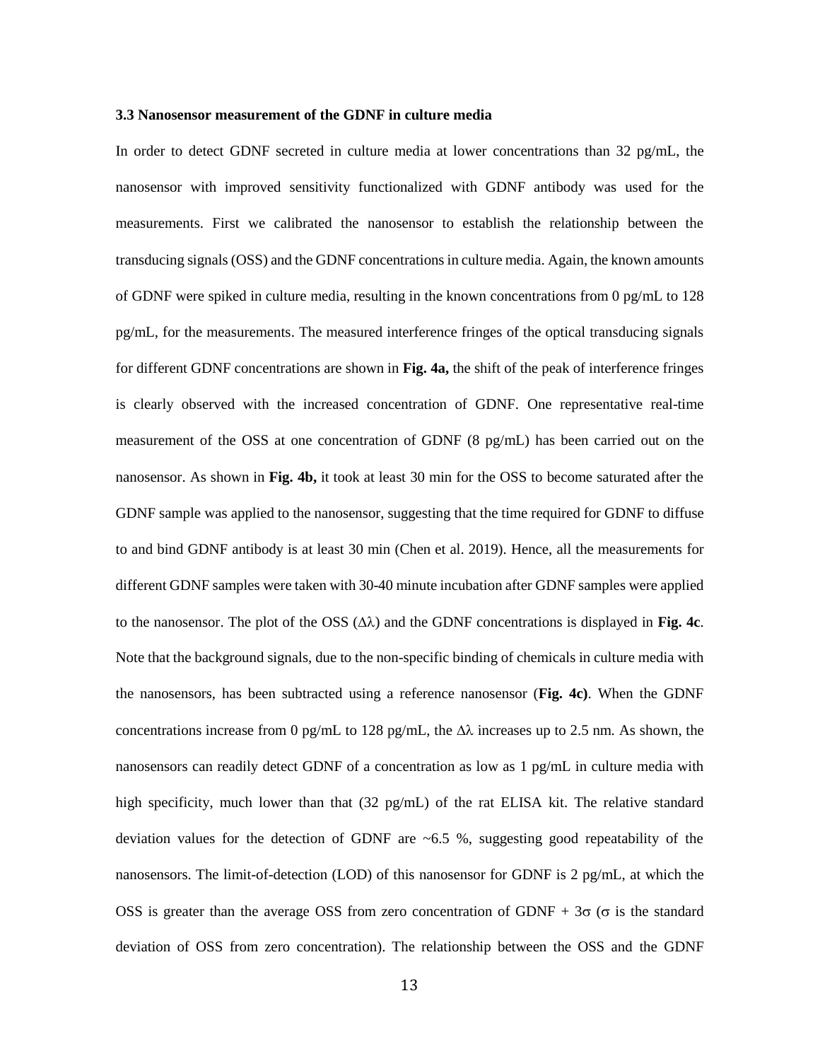### 3.3 Nanosensor measurement of the GDNF in culture media

In order to detect GDNF secreted in culture media at lower concentrations than 32 pg/mL, the nanosensor with improved sensitivity functionalized with GDNF antibody was used for the measurements. First we calibrated the nanosensor to establish the relationship between the transducing signals (OSS) and the GDNF concentrations in culture media. Again, the known amounts of GDNF were spiked in culture media, resulting in the known concentrations from 0 pg/mL to 128 pg/mL, for the measurements. The measured interference fringes of the optical transducing signals for different GDNF concentrations are shown in **Fig. 4a,** the shift of the peak of interference fringes is clearly observed with the increased concentration of GDNF. One representative real-time measurement of the OSS at one concentration of GDNF (8 pg/mL) has been carried out on the nanosensor. As shown in **Fig. 4b,** it took at least 30 min for the OSS to become saturated after the GDNF sample was applied to the nanosensor, suggesting that the time required for GDNF to diffuse to and bind GDNF antibody is at least 30 min (Chen et al. 2019). Hence, all the measurements for different GDNF samples were taken with 30-40 minute incubation after GDNF samples were applied to the nanosensor. The plot of the OSS ($\Delta\lambda$) and the GDNF concentrations is displayed in **Fig. 4c**. Note that the background signals, due to the non-specific binding of chemicals in culture media with the nanosensors, has been subtracted using a reference nanosensor (**Fig. 4c)**. When the GDNF concentrations increase from 0 pg/mL to 128 pg/mL, the $\Delta\lambda$ increases up to 2.5 nm. As shown, the nanosensors can readily detect GDNF of a concentration as low as 1 pg/mL in culture media with high specificity, much lower than that (32 pg/mL) of the rat ELISA kit. The relative standard deviation values for the detection of GDNF are ~6.5 %, suggesting good repeatability of the nanosensors. The limit-of-detection (LOD) of this nanosensor for GDNF is 2 pg/mL, at which the OSS is greater than the average OSS from zero concentration of GDNF + $3\sigma$ ($\sigma$ is the standard deviation of OSS from zero concentration). The relationship between the OSS and the GDNF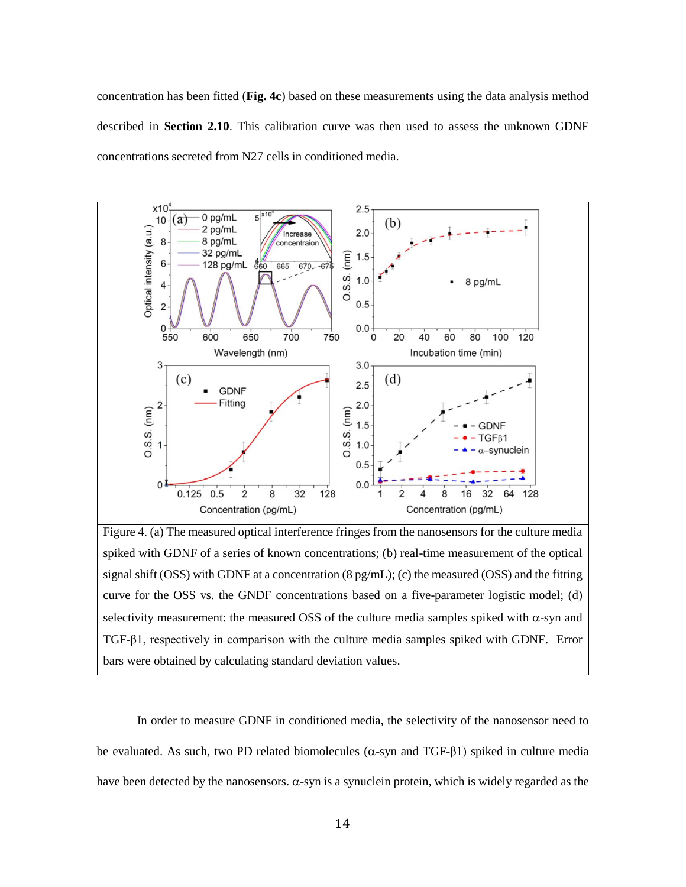concentration has been fitted (**Fig. 4c**) based on these measurements using the data analysis method described in **Section 2.10**. This calibration curve was then used to assess the unknown GDNF concentrations secreted from N27 cells in conditioned media.

Figure 4. (a) The measured optical interference fringes from the nanosensors for the culture media spiked with GDNF of a series of known concentrations; (b) real-time measurement of the optical signal shift (OSS) with GDNF at a concentration (8 pg/mL); (c) the measured (OSS) and the fitting curve for the OSS vs. the GNDF concentrations based on a five-parameter logistic model; (d) selectivity measurement: the measured OSS of the culture media samples spiked with α-syn and TGF-β1, respectively in comparison with the culture media samples spiked with GDNF. Error bars were obtained by calculating standard deviation values.

In order to measure GDNF in conditioned media, the selectivity of the nanosensor need to be evaluated. As such, two PD related biomolecules (α-syn and TGF-β1) spiked in culture media have been detected by the nanosensors. α-syn is a synuclein protein, which is widely regarded as the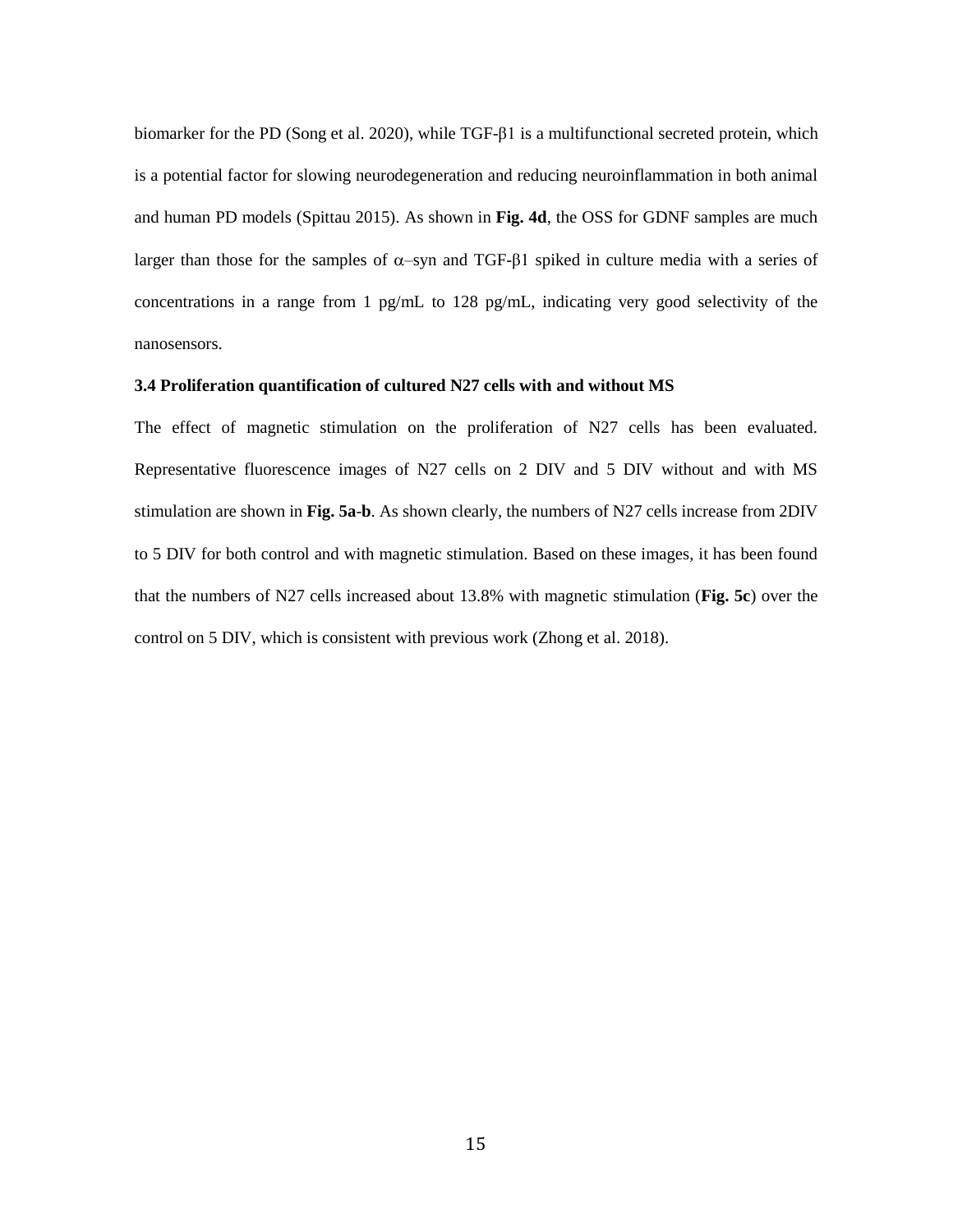biomarker for the PD (Song et al. 2020), while TGF-$\beta$1 is a multifunctional secreted protein, which is a potential factor for slowing neurodegeneration and reducing neuroinflammation in both animal and human PD models (Spittau 2015). As shown in **Fig. 4d**, the OSS for GDNF samples are much larger than those for the samples of $\alpha$–syn and TGF-$\beta$1 spiked in culture media with a series of concentrations in a range from 1 pg/mL to 128 pg/mL, indicating very good selectivity of the nanosensors.

### 3.4 Proliferation quantification of cultured N27 cells with and without MS

The effect of magnetic stimulation on the proliferation of N27 cells has been evaluated. Representative fluorescence images of N27 cells on 2 DIV and 5 DIV without and with MS stimulation are shown in **Fig. 5a**-**b**. As shown clearly, the numbers of N27 cells increase from 2DIV to 5 DIV for both control and with magnetic stimulation. Based on these images, it has been found that the numbers of N27 cells increased about 13.8% with magnetic stimulation (**Fig. 5c**) over the control on 5 DIV, which is consistent with previous work (Zhong et al. 2018).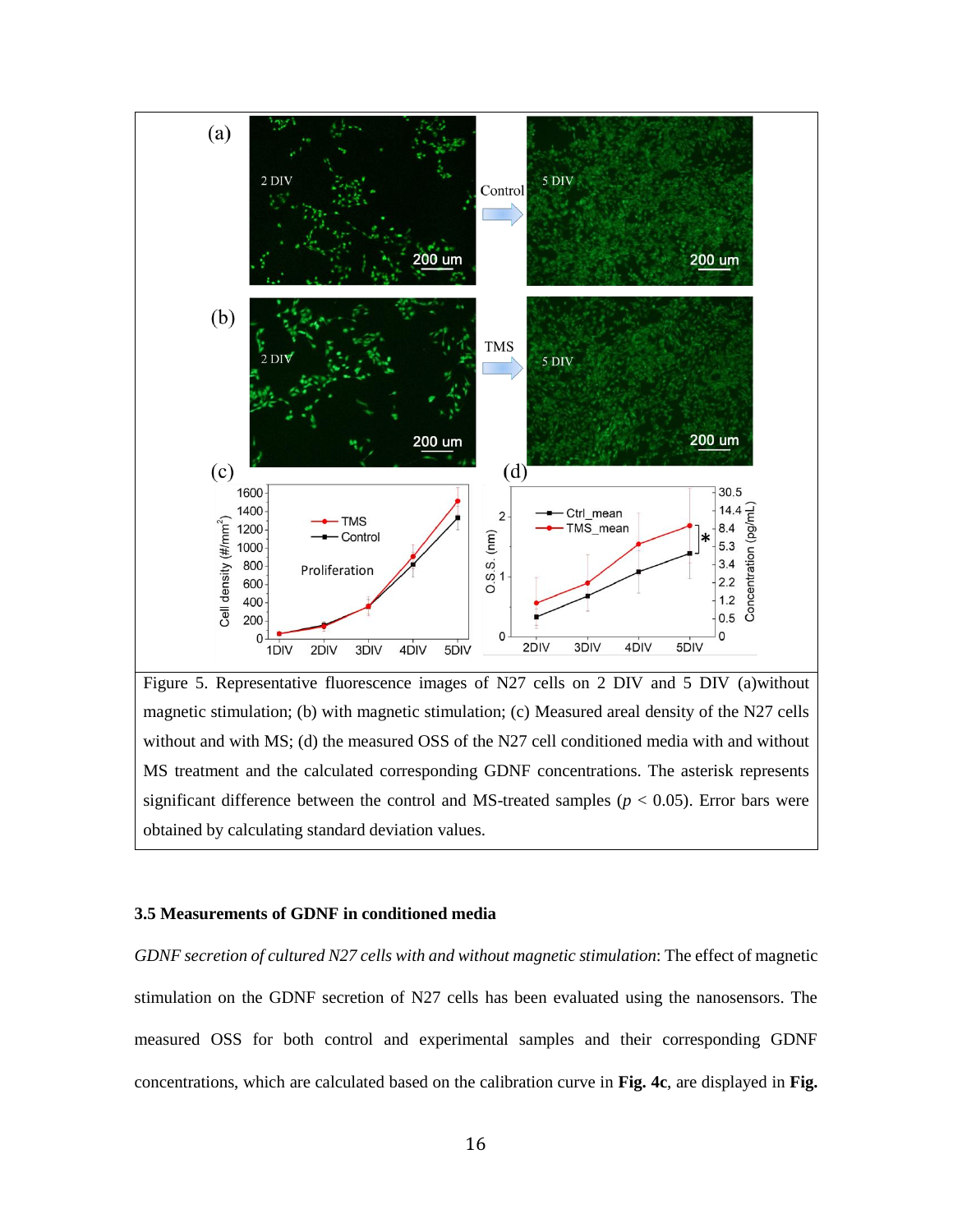Figure 5. Representative fluorescence images of N27 cells on 2 DIV and 5 DIV (a)without magnetic stimulation; (b) with magnetic stimulation; (c) Measured areal density of the N27 cells without and with MS; (d) the measured OSS of the N27 cell conditioned media with and without MS treatment and the calculated corresponding GDNF concentrations. The asterisk represents significant difference between the control and MS-treated samples ($p < 0.05$). Error bars were obtained by calculating standard deviation values.

### 3.5 Measurements of GDNF in conditioned media

*GDNF secretion of cultured N27 cells with and without magnetic stimulation*: The effect of magnetic stimulation on the GDNF secretion of N27 cells has been evaluated using the nanosensors. The measured OSS for both control and experimental samples and their corresponding GDNF concentrations, which are calculated based on the calibration curve in **Fig. 4c**, are displayed in **Fig.**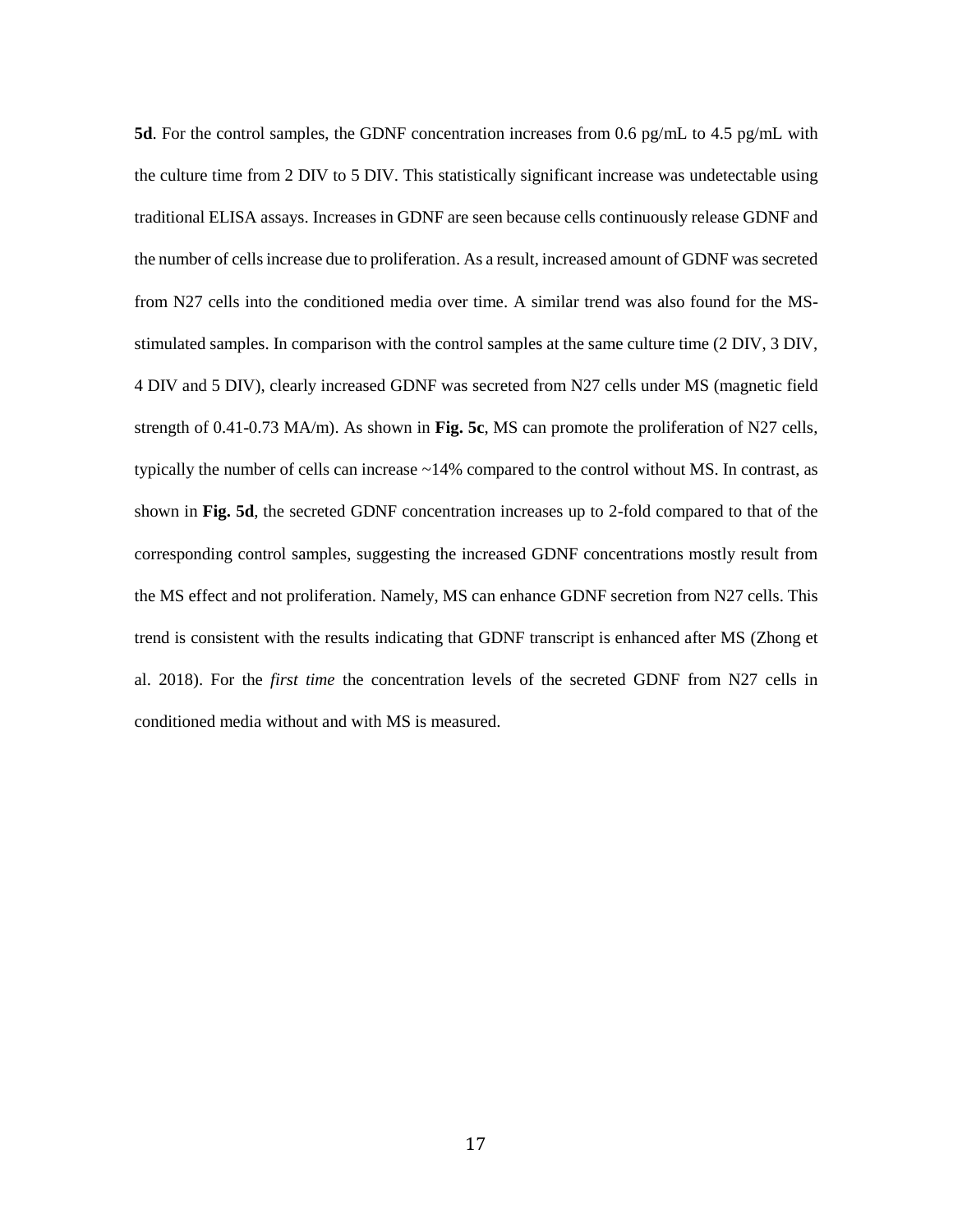**5d**. For the control samples, the GDNF concentration increases from 0.6 pg/mL to 4.5 pg/mL with the culture time from 2 DIV to 5 DIV. This statistically significant increase was undetectable using traditional ELISA assays. Increases in GDNF are seen because cells continuously release GDNF and the number of cells increase due to proliferation. As a result, increased amount of GDNF was secreted from N27 cells into the conditioned media over time. A similar trend was also found for the MS-stimulated samples. In comparison with the control samples at the same culture time (2 DIV, 3 DIV, 4 DIV and 5 DIV), clearly increased GDNF was secreted from N27 cells under MS (magnetic field strength of 0.41-0.73 MA/m). As shown in **Fig. 5c**, MS can promote the proliferation of N27 cells, typically the number of cells can increase ~14% compared to the control without MS. In contrast, as shown in **Fig. 5d**, the secreted GDNF concentration increases up to 2-fold compared to that of the corresponding control samples, suggesting the increased GDNF concentrations mostly result from the MS effect and not proliferation. Namely, MS can enhance GDNF secretion from N27 cells. This trend is consistent with the results indicating that GDNF transcript is enhanced after MS (Zhong et al. 2018). For the *first time* the concentration levels of the secreted GDNF from N27 cells in conditioned media without and with MS is measured.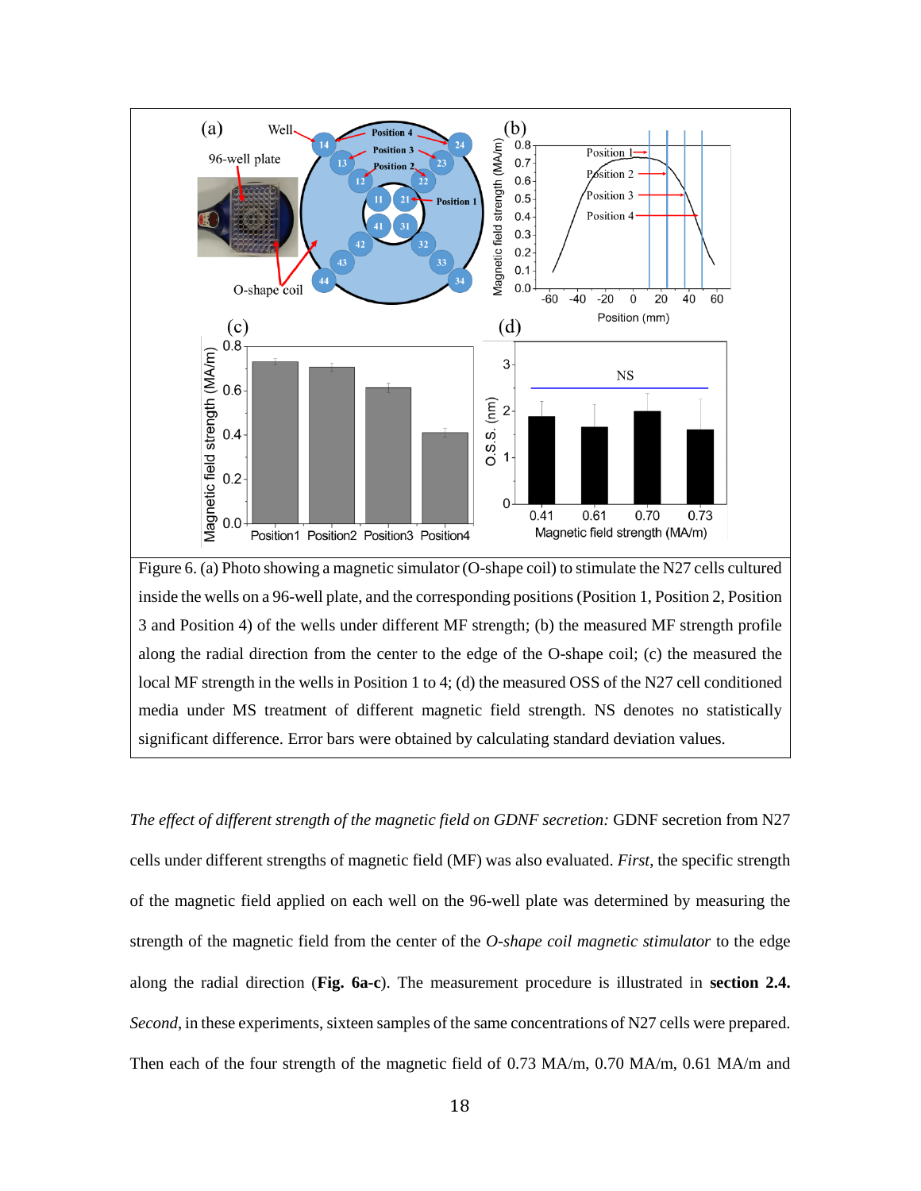Figure 6. (a) Photo showing a magnetic simulator (O-shape coil) to stimulate the N27 cells cultured inside the wells on a 96-well plate, and the corresponding positions (Position 1, Position 2, Position 3 and Position 4) of the wells under different MF strength; (b) the measured MF strength profile along the radial direction from the center to the edge of the O-shape coil; (c) the measured the local MF strength in the wells in Position 1 to 4; (d) the measured OSS of the N27 cell conditioned media under MS treatment of different magnetic field strength. NS denotes no statistically significant difference. Error bars were obtained by calculating standard deviation values.

*The effect of different strength of the magnetic field on GDNF secretion:* GDNF secretion from N27 cells under different strengths of magnetic field (MF) was also evaluated. *First*, the specific strength of the magnetic field applied on each well on the 96-well plate was determined by measuring the strength of the magnetic field from the center of the *O-shape coil magnetic stimulator* to the edge along the radial direction (**Fig. 6a-c**). The measurement procedure is illustrated in **section 2.4.** *Second*, in these experiments, sixteen samples of the same concentrations of N27 cells were prepared. Then each of the four strength of the magnetic field of 0.73 MA/m, 0.70 MA/m, 0.61 MA/m and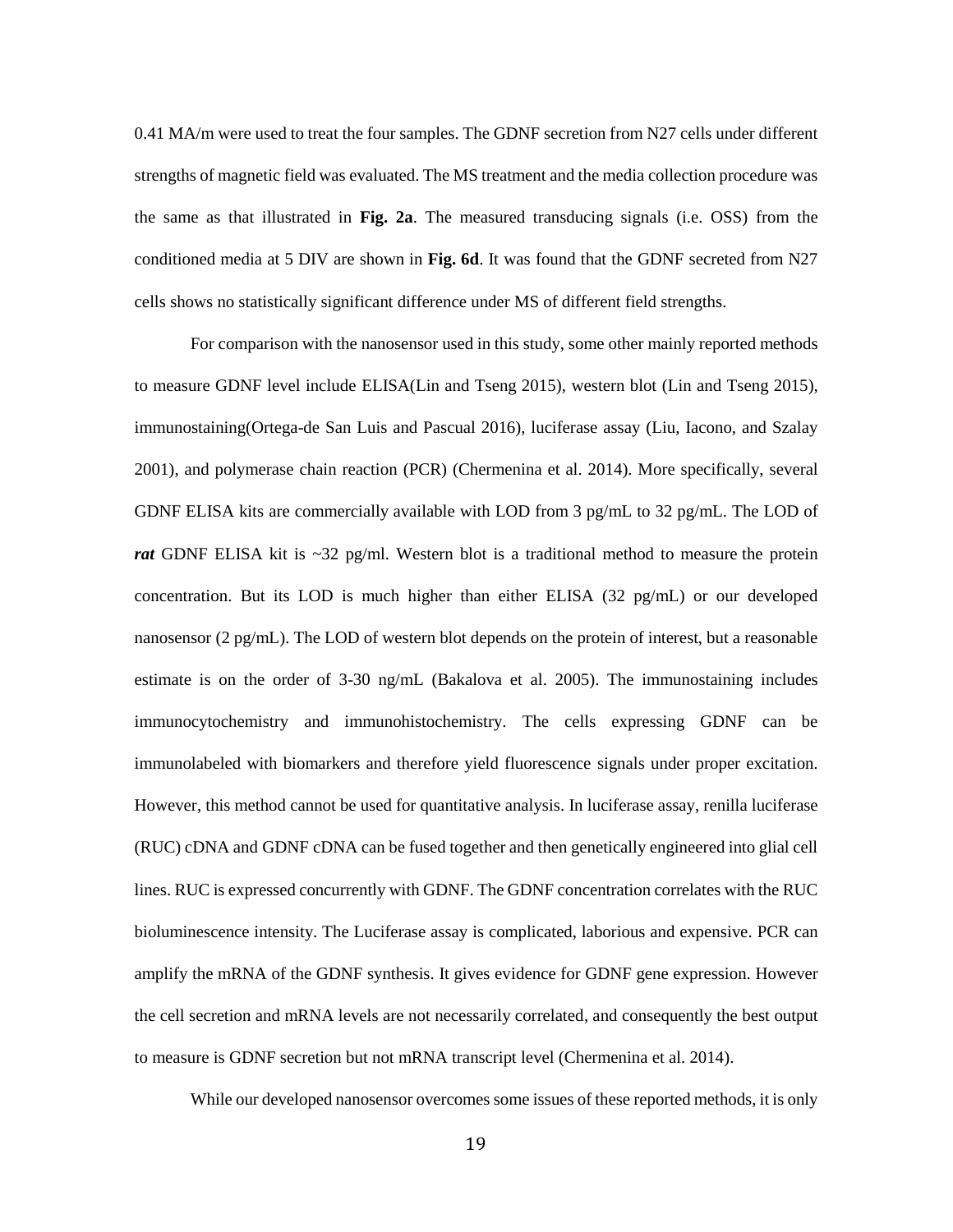0.41 MA/m were used to treat the four samples. The GDNF secretion from N27 cells under different strengths of magnetic field was evaluated. The MS treatment and the media collection procedure was the same as that illustrated in **Fig. 2a**. The measured transducing signals (i.e. OSS) from the conditioned media at 5 DIV are shown in **Fig. 6d**. It was found that the GDNF secreted from N27 cells shows no statistically significant difference under MS of different field strengths.

For comparison with the nanosensor used in this study, some other mainly reported methods to measure GDNF level include ELISA(Lin and Tseng 2015), western blot (Lin and Tseng 2015), immunostaining(Ortega-de San Luis and Pascual 2016), luciferase assay (Liu, Iacono, and Szalay 2001), and polymerase chain reaction (PCR) (Chermenina et al. 2014). More specifically, several GDNF ELISA kits are commercially available with LOD from 3 pg/mL to 32 pg/mL. The LOD of ***rat*** GDNF ELISA kit is ~32 pg/ml. Western blot is a traditional method to measure the protein concentration. But its LOD is much higher than either ELISA (32 pg/mL) or our developed nanosensor (2 pg/mL). The LOD of western blot depends on the protein of interest, but a reasonable estimate is on the order of 3-30 ng/mL (Bakalova et al. 2005). The immunostaining includes immunocytochemistry and immunohistochemistry. The cells expressing GDNF can be immunolabeled with biomarkers and therefore yield fluorescence signals under proper excitation. However, this method cannot be used for quantitative analysis. In luciferase assay, renilla luciferase (RUC) cDNA and GDNF cDNA can be fused together and then genetically engineered into glial cell lines. RUC is expressed concurrently with GDNF. The GDNF concentration correlates with the RUC bioluminescence intensity. The Luciferase assay is complicated, laborious and expensive. PCR can amplify the mRNA of the GDNF synthesis. It gives evidence for GDNF gene expression. However the cell secretion and mRNA levels are not necessarily correlated, and consequently the best output to measure is GDNF secretion but not mRNA transcript level (Chermenina et al. 2014).

While our developed nanosensor overcomes some issues of these reported methods, it is only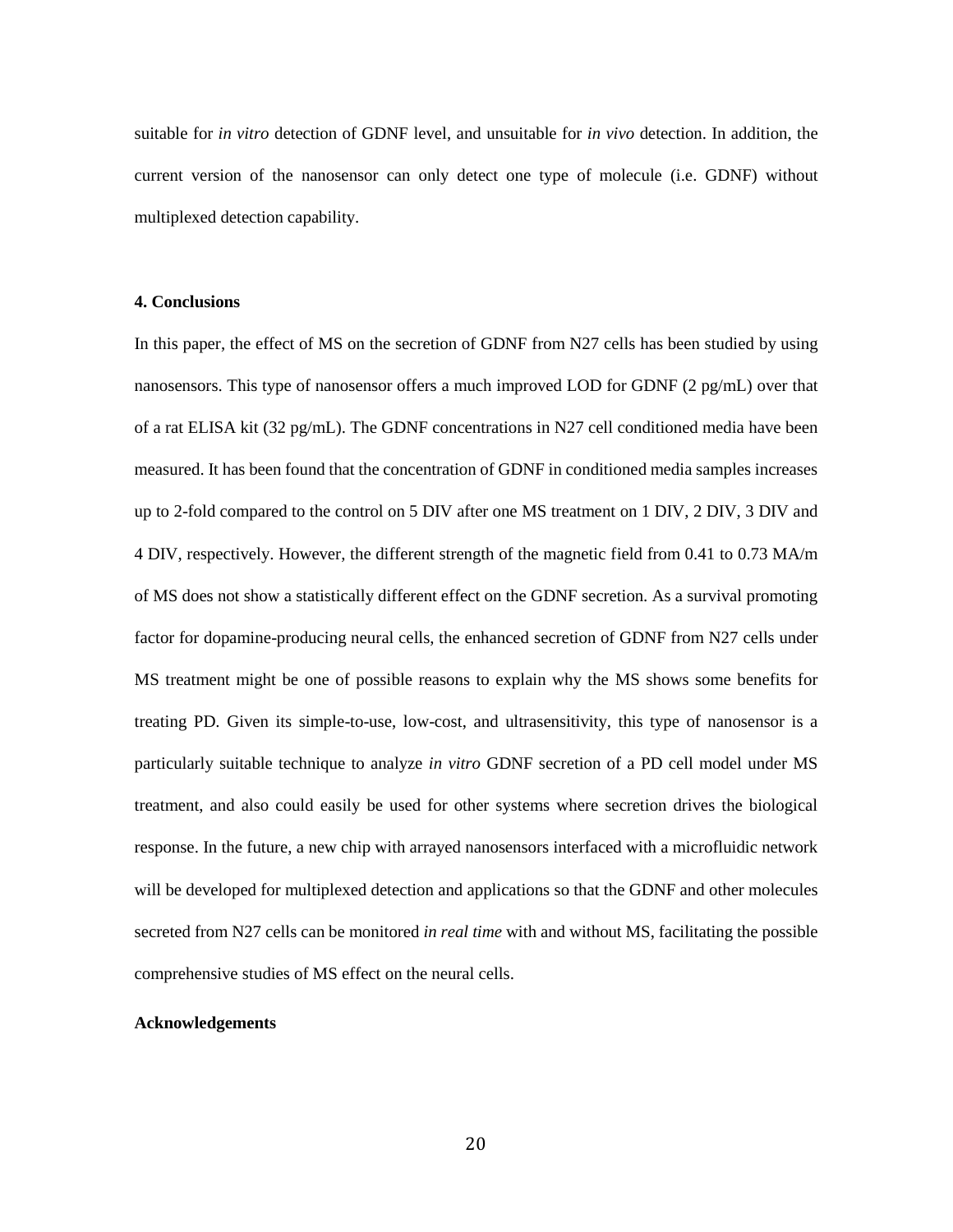suitable for *in vitro* detection of GDNF level, and unsuitable for *in vivo* detection. In addition, the current version of the nanosensor can only detect one type of molecule (i.e. GDNF) without multiplexed detection capability.

## 4. Conclusions

In this paper, the effect of MS on the secretion of GDNF from N27 cells has been studied by using nanosensors. This type of nanosensor offers a much improved LOD for GDNF (2 pg/mL) over that of a rat ELISA kit (32 pg/mL). The GDNF concentrations in N27 cell conditioned media have been measured. It has been found that the concentration of GDNF in conditioned media samples increases up to 2-fold compared to the control on 5 DIV after one MS treatment on 1 DIV, 2 DIV, 3 DIV and 4 DIV, respectively. However, the different strength of the magnetic field from 0.41 to 0.73 MA/m of MS does not show a statistically different effect on the GDNF secretion. As a survival promoting factor for dopamine-producing neural cells, the enhanced secretion of GDNF from N27 cells under MS treatment might be one of possible reasons to explain why the MS shows some benefits for treating PD. Given its simple-to-use, low-cost, and ultrasensitivity, this type of nanosensor is a particularly suitable technique to analyze *in vitro* GDNF secretion of a PD cell model under MS treatment, and also could easily be used for other systems where secretion drives the biological response. In the future, a new chip with arrayed nanosensors interfaced with a microfluidic network will be developed for multiplexed detection and applications so that the GDNF and other molecules secreted from N27 cells can be monitored *in real time* with and without MS, facilitating the possible comprehensive studies of MS effect on the neural cells.

## Acknowledgements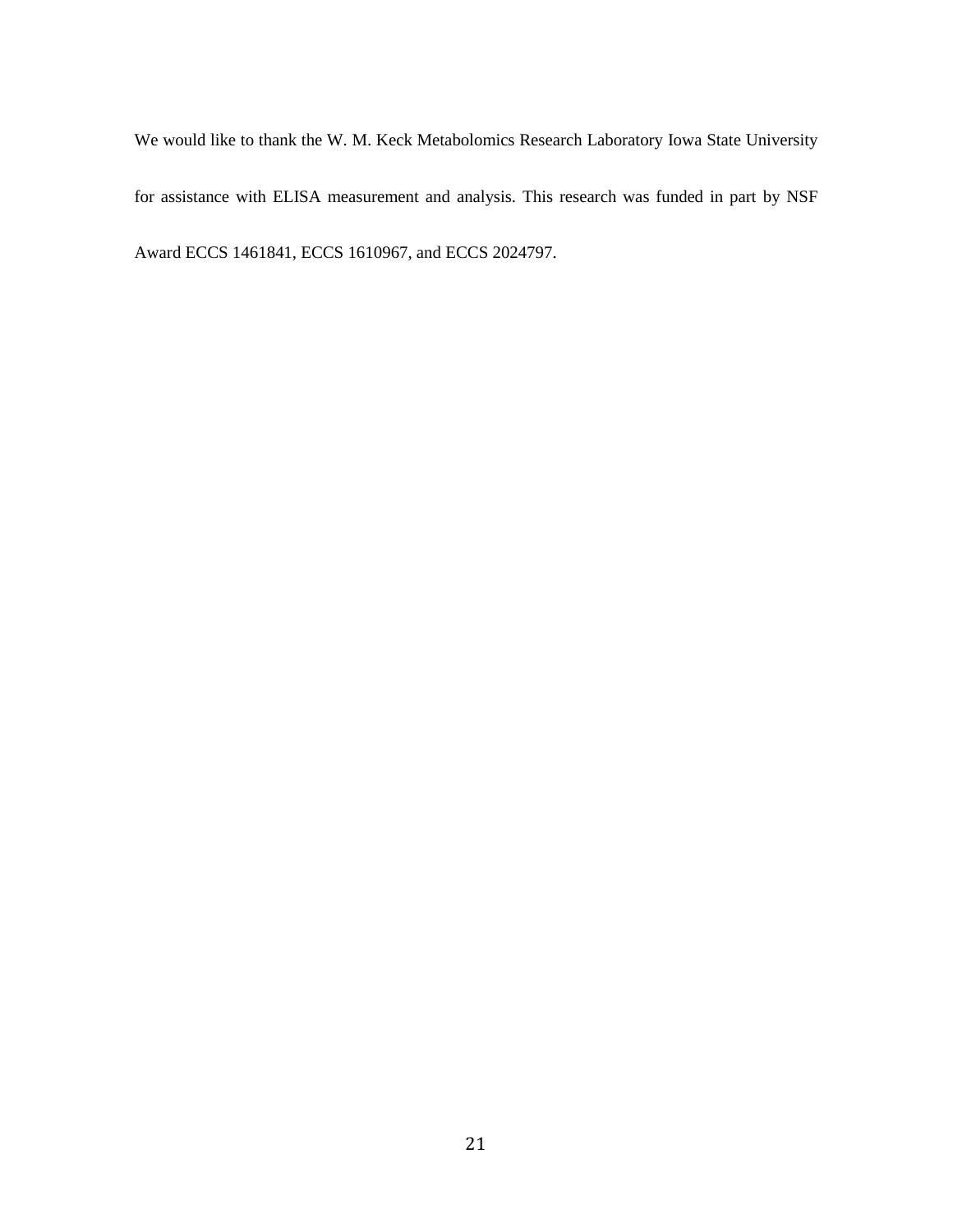We would like to thank the W. M. Keck Metabolomics Research Laboratory Iowa State University for assistance with ELISA measurement and analysis. This research was funded in part by NSF Award ECCS 1461841, ECCS 1610967, and ECCS 2024797.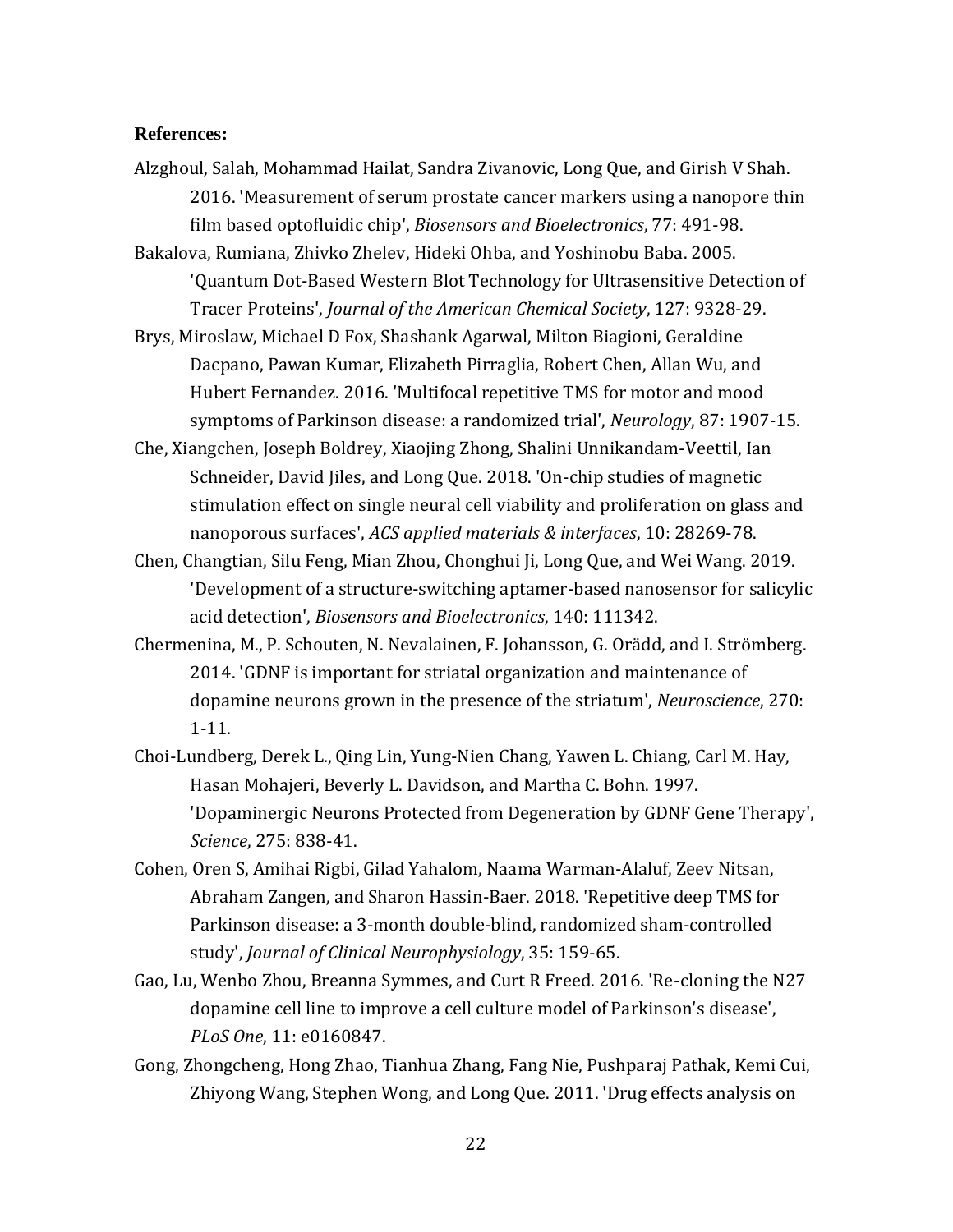**References:**

Alzghoul, Salah, Mohammad Hailat, Sandra Zivanovic, Long Que, and Girish V Shah. 2016. 'Measurement of serum prostate cancer markers using a nanopore thin film based optofluidic chip', *Biosensors and Bioelectronics*, 77: 491-98.

Bakalova, Rumiana, Zhivko Zhelev, Hideki Ohba, and Yoshinobu Baba. 2005. 'Quantum Dot-Based Western Blot Technology for Ultrasensitive Detection of Tracer Proteins', *Journal of the American Chemical Society*, 127: 9328-29.

Brys, Miroslaw, Michael D Fox, Shashank Agarwal, Milton Biagioni, Geraldine Dacpano, Pawan Kumar, Elizabeth Pirraglia, Robert Chen, Allan Wu, and Hubert Fernandez. 2016. 'Multifocal repetitive TMS for motor and mood symptoms of Parkinson disease: a randomized trial', *Neurology*, 87: 1907-15.

Che, Xiangchen, Joseph Boldrey, Xiaojing Zhong, Shalini Unnikandam-Veettil, Ian Schneider, David Jiles, and Long Que. 2018. 'On-chip studies of magnetic stimulation effect on single neural cell viability and proliferation on glass and nanoporous surfaces', *ACS applied materials & interfaces*, 10: 28269-78.

Chen, Changtian, Silu Feng, Mian Zhou, Chonghui Ji, Long Que, and Wei Wang. 2019. 'Development of a structure-switching aptamer-based nanosensor for salicylic acid detection', *Biosensors and Bioelectronics*, 140: 111342.

Chermenina, M., P. Schouten, N. Nevalainen, F. Johansson, G. Orädd, and I. Strömberg. 2014. 'GDNF is important for striatal organization and maintenance of dopamine neurons grown in the presence of the striatum', *Neuroscience*, 270: 1-11.

Choi-Lundberg, Derek L., Qing Lin, Yung-Nien Chang, Yawen L. Chiang, Carl M. Hay, Hasan Mohajeri, Beverly L. Davidson, and Martha C. Bohn. 1997. 'Dopaminergic Neurons Protected from Degeneration by GDNF Gene Therapy', *Science*, 275: 838-41.

Cohen, Oren S, Amihai Rigbi, Gilad Yahalom, Naama Warman-Alaluf, Zeev Nitsan, Abraham Zangen, and Sharon Hassin-Baer. 2018. 'Repetitive deep TMS for Parkinson disease: a 3-month double-blind, randomized sham-controlled study', *Journal of Clinical Neurophysiology*, 35: 159-65.

Gao, Lu, Wenbo Zhou, Breanna Symmes, and Curt R Freed. 2016. 'Re-cloning the N27 dopamine cell line to improve a cell culture model of Parkinson's disease', *PLoS One*, 11: e0160847.

Gong, Zhongcheng, Hong Zhao, Tianhua Zhang, Fang Nie, Pushparaj Pathak, Kemi Cui, Zhiyong Wang, Stephen Wong, and Long Que. 2011. 'Drug effects analysis on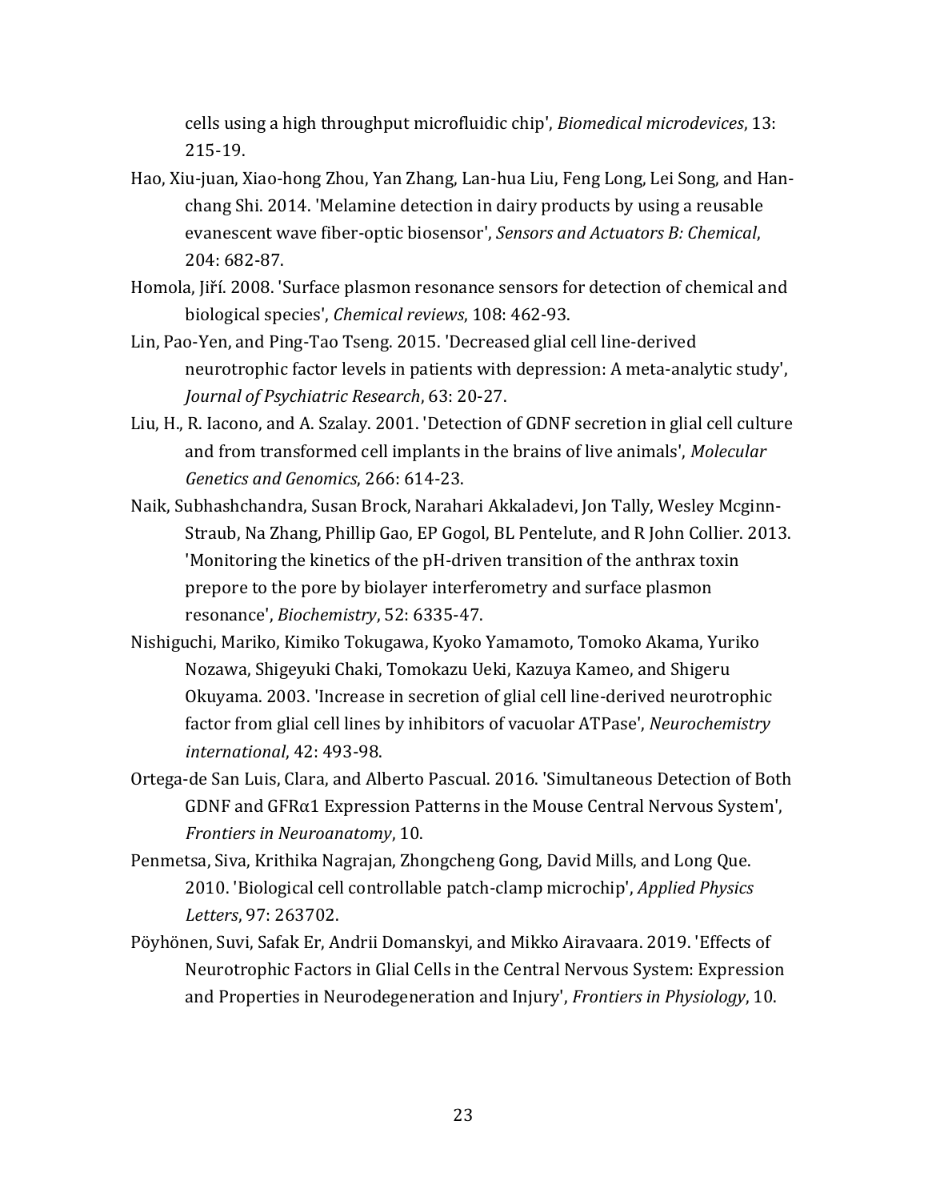cells using a high throughput microfluidic chip', *Biomedical microdevices*, 13: 215-19.

Hao, Xiu-juan, Xiao-hong Zhou, Yan Zhang, Lan-hua Liu, Feng Long, Lei Song, and Han-chang Shi. 2014. 'Melamine detection in dairy products by using a reusable evanescent wave fiber-optic biosensor', *Sensors and Actuators B: Chemical*, 204: 682-87.

Homola, Jiří. 2008. 'Surface plasmon resonance sensors for detection of chemical and biological species', *Chemical reviews*, 108: 462-93.

Lin, Pao-Yen, and Ping-Tao Tseng. 2015. 'Decreased glial cell line-derived neurotrophic factor levels in patients with depression: A meta-analytic study', *Journal of Psychiatric Research*, 63: 20-27.

Liu, H., R. Iacono, and A. Szalay. 2001. 'Detection of GDNF secretion in glial cell culture and from transformed cell implants in the brains of live animals', *Molecular Genetics and Genomics*, 266: 614-23.

Naik, Subhashchandra, Susan Brock, Narahari Akkaladevi, Jon Tally, Wesley Mcginn-Straub, Na Zhang, Phillip Gao, EP Gogol, BL Pentelute, and R John Collier. 2013. 'Monitoring the kinetics of the pH-driven transition of the anthrax toxin prepore to the pore by biolayer interferometry and surface plasmon resonance', *Biochemistry*, 52: 6335-47.

Nishiguchi, Mariko, Kimiko Tokugawa, Kyoko Yamamoto, Tomoko Akama, Yuriko Nozawa, Shigeyuki Chaki, Tomokazu Ueki, Kazuya Kameo, and Shigeru Okuyama. 2003. 'Increase in secretion of glial cell line-derived neurotrophic factor from glial cell lines by inhibitors of vacuolar ATPase', *Neurochemistry international*, 42: 493-98.

Ortega-de San Luis, Clara, and Alberto Pascual. 2016. 'Simultaneous Detection of Both GDNF and GFRα1 Expression Patterns in the Mouse Central Nervous System', *Frontiers in Neuroanatomy*, 10.

Penmetsa, Siva, Krithika Nagrajan, Zhongcheng Gong, David Mills, and Long Que. 2010. 'Biological cell controllable patch-clamp microchip', *Applied Physics Letters*, 97: 263702.

Pöyhönen, Suvi, Safak Er, Andrii Domanskyi, and Mikko Airavaara. 2019. 'Effects of Neurotrophic Factors in Glial Cells in the Central Nervous System: Expression and Properties in Neurodegeneration and Injury', *Frontiers in Physiology*, 10.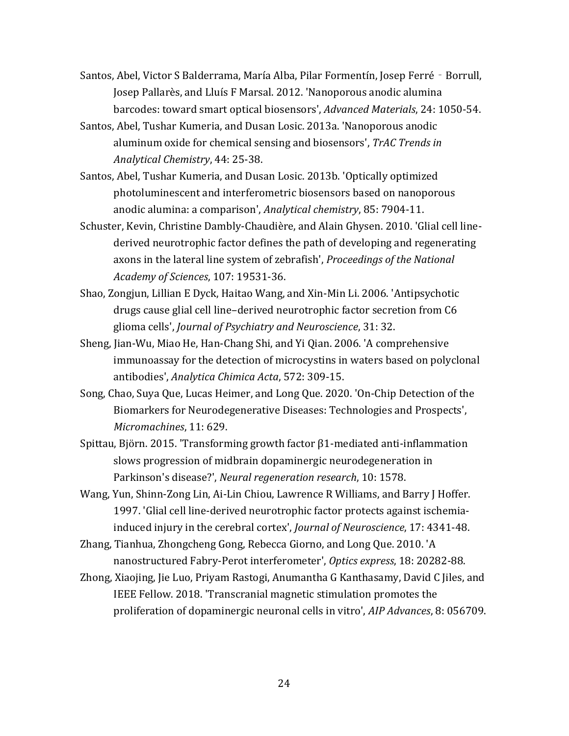Santos, Abel, Victor S Balderrama, María Alba, Pilar Formentín, Josep Ferré‐Borrull, Josep Pallarès, and Lluís F Marsal. 2012. 'Nanoporous anodic alumina barcodes: toward smart optical biosensors', *Advanced Materials*, 24: 1050-54.

Santos, Abel, Tushar Kumeria, and Dusan Losic. 2013a. 'Nanoporous anodic aluminum oxide for chemical sensing and biosensors', *TrAC Trends in Analytical Chemistry*, 44: 25-38.

Santos, Abel, Tushar Kumeria, and Dusan Losic. 2013b. 'Optically optimized photoluminescent and interferometric biosensors based on nanoporous anodic alumina: a comparison', *Analytical chemistry*, 85: 7904-11.

Schuster, Kevin, Christine Dambly-Chaudière, and Alain Ghysen. 2010. 'Glial cell line-derived neurotrophic factor defines the path of developing and regenerating axons in the lateral line system of zebrafish', *Proceedings of the National Academy of Sciences*, 107: 19531-36.

Shao, Zongjun, Lillian E Dyck, Haitao Wang, and Xin-Min Li. 2006. 'Antipsychotic drugs cause glial cell line–derived neurotrophic factor secretion from C6 glioma cells', *Journal of Psychiatry and Neuroscience*, 31: 32.

Sheng, Jian-Wu, Miao He, Han-Chang Shi, and Yi Qian. 2006. 'A comprehensive immunoassay for the detection of microcystins in waters based on polyclonal antibodies', *Analytica Chimica Acta*, 572: 309-15.

Song, Chao, Suya Que, Lucas Heimer, and Long Que. 2020. 'On-Chip Detection of the Biomarkers for Neurodegenerative Diseases: Technologies and Prospects', *Micromachines*, 11: 629.

Spittau, Björn. 2015. 'Transforming growth factor β1-mediated anti-inflammation slows progression of midbrain dopaminergic neurodegeneration in Parkinson's disease?', *Neural regeneration research*, 10: 1578.

Wang, Yun, Shinn-Zong Lin, Ai-Lin Chiou, Lawrence R Williams, and Barry J Hoffer. 1997. 'Glial cell line-derived neurotrophic factor protects against ischemia-induced injury in the cerebral cortex', *Journal of Neuroscience*, 17: 4341-48.

Zhang, Tianhua, Zhongcheng Gong, Rebecca Giorno, and Long Que. 2010. 'A nanostructured Fabry-Perot interferometer', *Optics express*, 18: 20282-88.

Zhong, Xiaojing, Jie Luo, Priyam Rastogi, Anumantha G Kanthasamy, David C Jiles, and IEEE Fellow. 2018. 'Transcranial magnetic stimulation promotes the proliferation of dopaminergic neuronal cells in vitro', *AIP Advances*, 8: 056709.